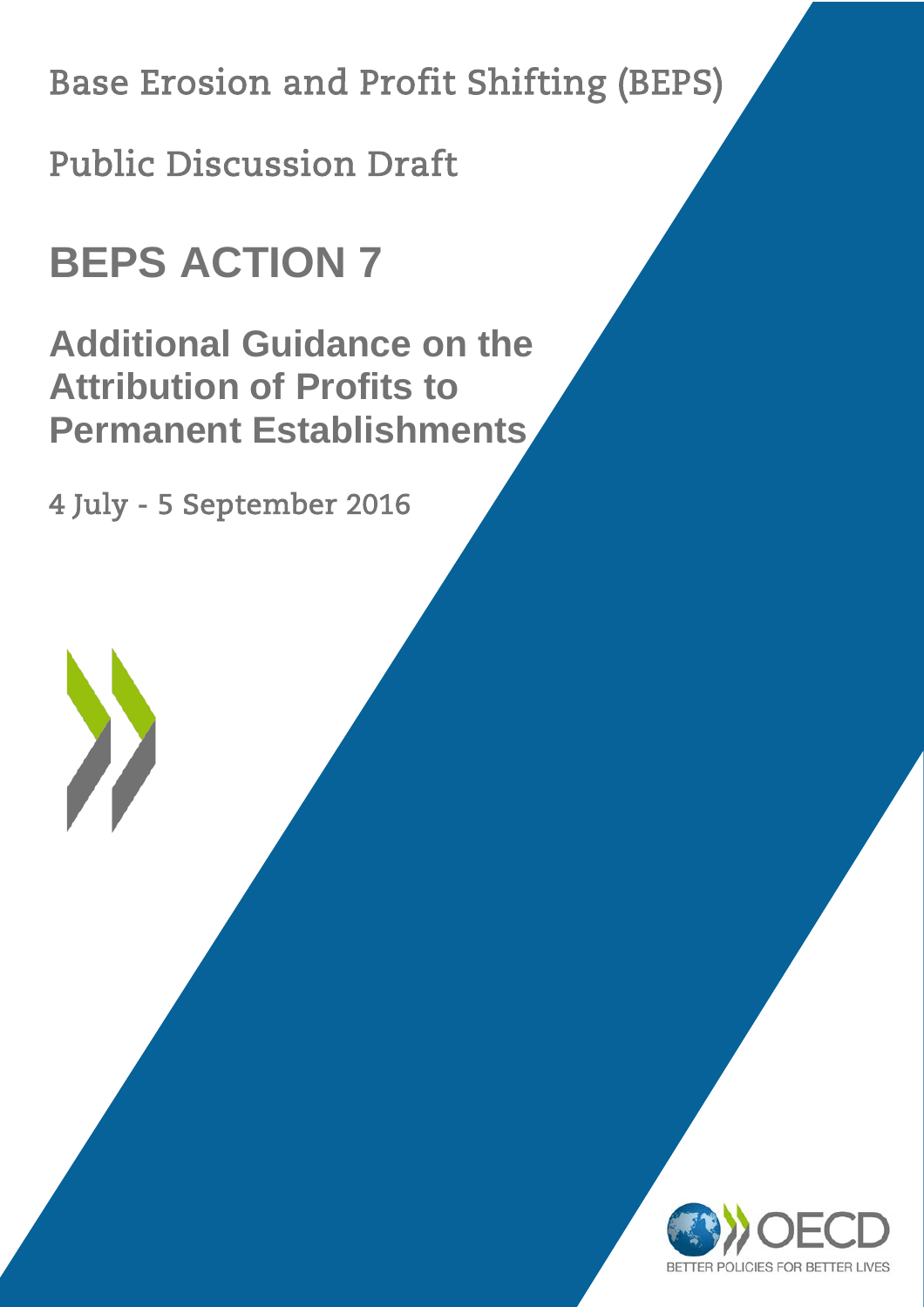Base Erosion and Profit Shifting (BEPS)

Public Discussion Draft

# BEPS ACTION 7

## Additional Guidance on the Attribution of Profits to Permanent Establishments

4 July - 5 September 2016

OECD

BETTER POLICIES FOR BETTER LIVES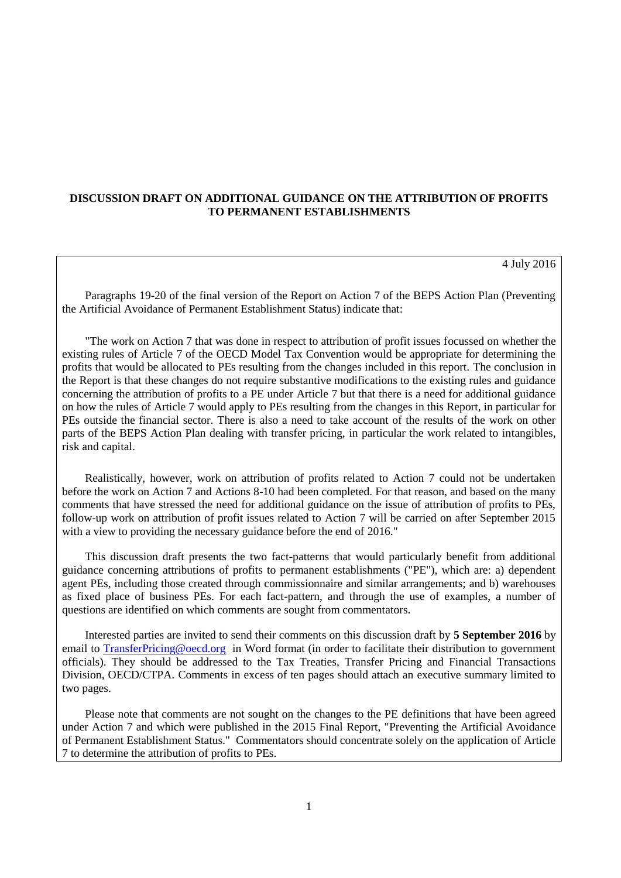**DISCUSSION DRAFT ON ADDITIONAL GUIDANCE ON THE ATTRIBUTION OF PROFITS TO PERMANENT ESTABLISHMENTS**

4 July 2016

Paragraphs 19-20 of the final version of the Report on Action 7 of the BEPS Action Plan (Preventing the Artificial Avoidance of Permanent Establishment Status) indicate that:

"The work on Action 7 that was done in respect to attribution of profit issues focussed on whether the existing rules of Article 7 of the OECD Model Tax Convention would be appropriate for determining the profits that would be allocated to PEs resulting from the changes included in this report. The conclusion in the Report is that these changes do not require substantive modifications to the existing rules and guidance concerning the attribution of profits to a PE under Article 7 but that there is a need for additional guidance on how the rules of Article 7 would apply to PEs resulting from the changes in this Report, in particular for PEs outside the financial sector. There is also a need to take account of the results of the work on other parts of the BEPS Action Plan dealing with transfer pricing, in particular the work related to intangibles, risk and capital.

Realistically, however, work on attribution of profits related to Action 7 could not be undertaken before the work on Action 7 and Actions 8-10 had been completed. For that reason, and based on the many comments that have stressed the need for additional guidance on the issue of attribution of profits to PEs, follow-up work on attribution of profit issues related to Action 7 will be carried on after September 2015 with a view to providing the necessary guidance before the end of 2016."

This discussion draft presents the two fact-patterns that would particularly benefit from additional guidance concerning attributions of profits to permanent establishments ("PE"), which are: a) dependent agent PEs, including those created through commissionnaire and similar arrangements; and b) warehouses as fixed place of business PEs. For each fact-pattern, and through the use of examples, a number of questions are identified on which comments are sought from commentators.

Interested parties are invited to send their comments on this discussion draft by **5 September 2016** by email to TransferPricing@oecd.org in Word format (in order to facilitate their distribution to government officials). They should be addressed to the Tax Treaties, Transfer Pricing and Financial Transactions Division, OECD/CTPA. Comments in excess of ten pages should attach an executive summary limited to two pages.

Please note that comments are not sought on the changes to the PE definitions that have been agreed under Action 7 and which were published in the 2015 Final Report, "Preventing the Artificial Avoidance of Permanent Establishment Status." Commentators should concentrate solely on the application of Article 7 to determine the attribution of profits to PEs.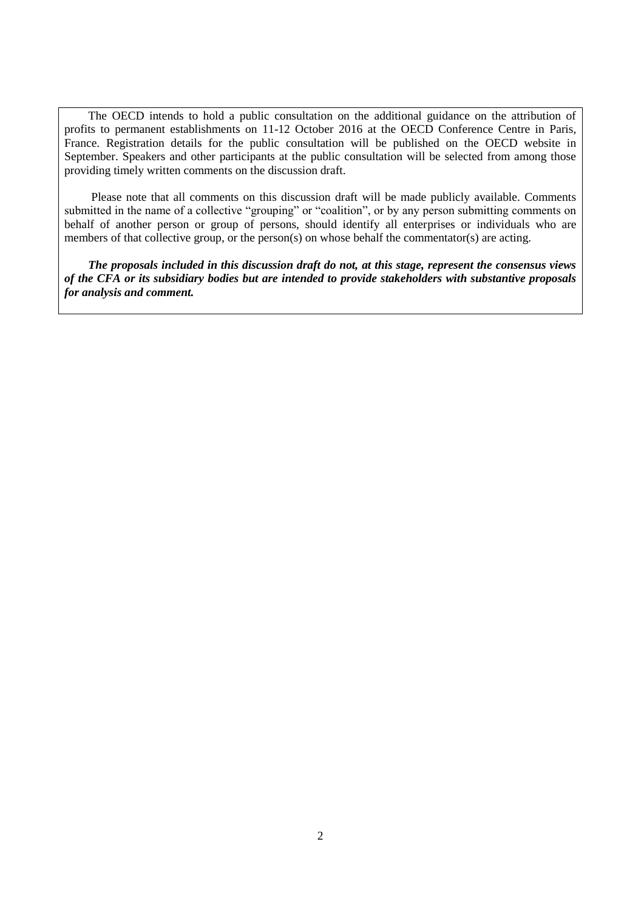The OECD intends to hold a public consultation on the additional guidance on the attribution of profits to permanent establishments on 11-12 October 2016 at the OECD Conference Centre in Paris, France. Registration details for the public consultation will be published on the OECD website in September. Speakers and other participants at the public consultation will be selected from among those providing timely written comments on the discussion draft.

Please note that all comments on this discussion draft will be made publicly available. Comments submitted in the name of a collective "grouping" or "coalition", or by any person submitting comments on behalf of another person or group of persons, should identify all enterprises or individuals who are members of that collective group, or the person(s) on whose behalf the commentator(s) are acting.

***The proposals included in this discussion draft do not, at this stage, represent the consensus views of the CFA or its subsidiary bodies but are intended to provide stakeholders with substantive proposals for analysis and comment.***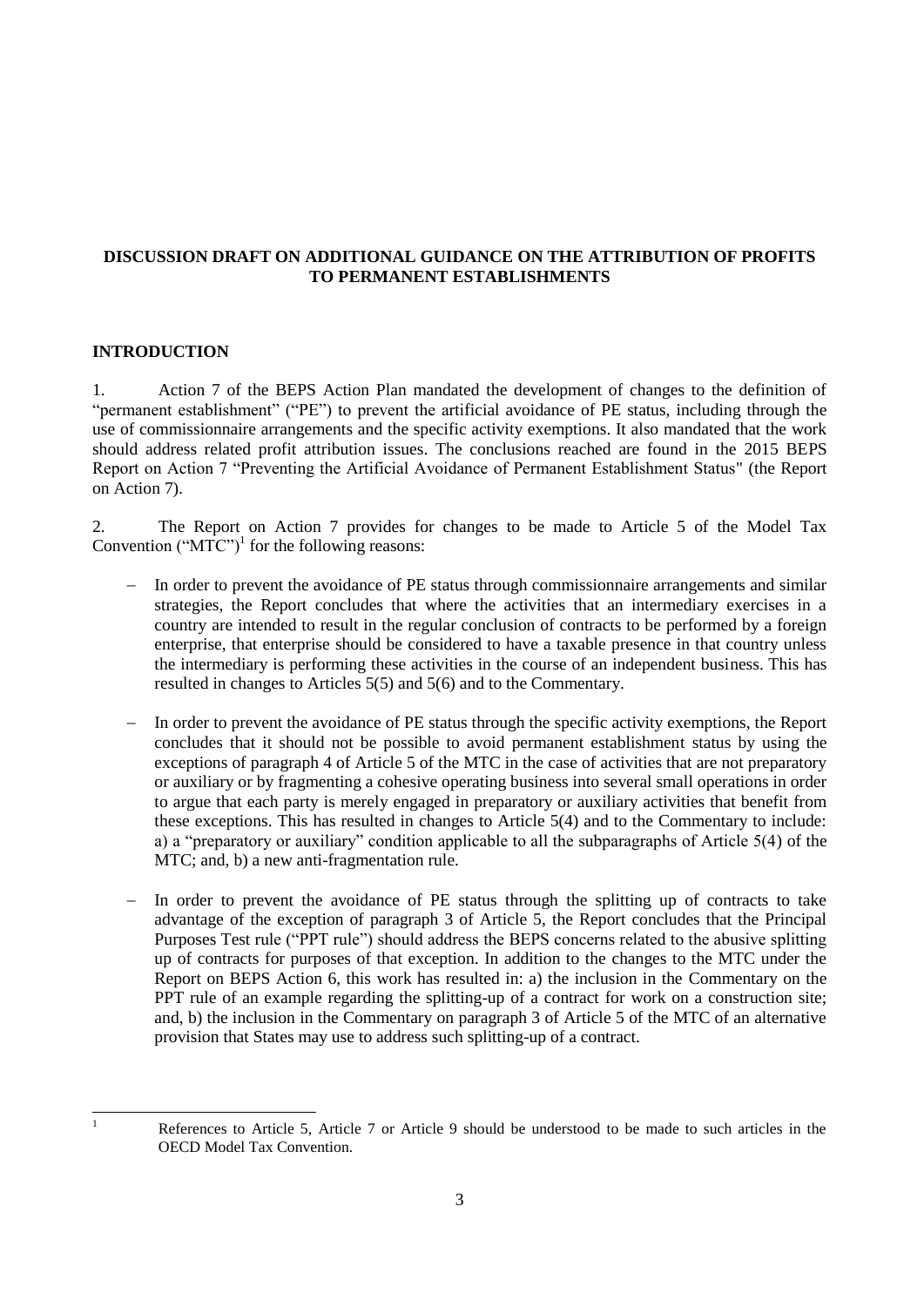**DISCUSSION DRAFT ON ADDITIONAL GUIDANCE ON THE ATTRIBUTION OF PROFITS TO PERMANENT ESTABLISHMENTS**

## INTRODUCTION

1. Action 7 of the BEPS Action Plan mandated the development of changes to the definition of "permanent establishment" ("PE") to prevent the artificial avoidance of PE status, including through the use of commissionnaire arrangements and the specific activity exemptions. It also mandated that the work should address related profit attribution issues. The conclusions reached are found in the 2015 BEPS Report on Action 7 "Preventing the Artificial Avoidance of Permanent Establishment Status" (the Report on Action 7).

2. The Report on Action 7 provides for changes to be made to Article 5 of the Model Tax Convention ("MTC")[1] for the following reasons:

- In order to prevent the avoidance of PE status through commissionnaire arrangements and similar strategies, the Report concludes that where the activities that an intermediary exercises in a country are intended to result in the regular conclusion of contracts to be performed by a foreign enterprise, that enterprise should be considered to have a taxable presence in that country unless the intermediary is performing these activities in the course of an independent business. This has resulted in changes to Articles 5(5) and 5(6) and to the Commentary.
- In order to prevent the avoidance of PE status through the specific activity exemptions, the Report concludes that it should not be possible to avoid permanent establishment status by using the exceptions of paragraph 4 of Article 5 of the MTC in the case of activities that are not preparatory or auxiliary or by fragmenting a cohesive operating business into several small operations in order to argue that each party is merely engaged in preparatory or auxiliary activities that benefit from these exceptions. This has resulted in changes to Article 5(4) and to the Commentary to include: a) a "preparatory or auxiliary" condition applicable to all the subparagraphs of Article 5(4) of the MTC; and, b) a new anti-fragmentation rule.
- In order to prevent the avoidance of PE status through the splitting up of contracts to take advantage of the exception of paragraph 3 of Article 5, the Report concludes that the Principal Purposes Test rule ("PPT rule") should address the BEPS concerns related to the abusive splitting up of contracts for purposes of that exception. In addition to the changes to the MTC under the Report on BEPS Action 6, this work has resulted in: a) the inclusion in the Commentary on the PPT rule of an example regarding the splitting-up of a contract for work on a construction site; and, b) the inclusion in the Commentary on paragraph 3 of Article 5 of the MTC of an alternative provision that States may use to address such splitting-up of a contract.

---

[1] References to Article 5, Article 7 or Article 9 should be understood to be made to such articles in the OECD Model Tax Convention.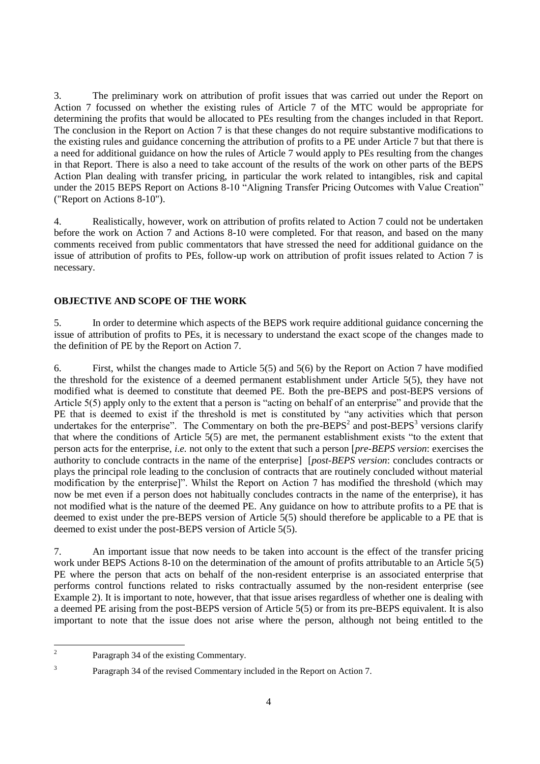3. The preliminary work on attribution of profit issues that was carried out under the Report on Action 7 focussed on whether the existing rules of Article 7 of the MTC would be appropriate for determining the profits that would be allocated to PEs resulting from the changes included in that Report. The conclusion in the Report on Action 7 is that these changes do not require substantive modifications to the existing rules and guidance concerning the attribution of profits to a PE under Article 7 but that there is a need for additional guidance on how the rules of Article 7 would apply to PEs resulting from the changes in that Report. There is also a need to take account of the results of the work on other parts of the BEPS Action Plan dealing with transfer pricing, in particular the work related to intangibles, risk and capital under the 2015 BEPS Report on Actions 8-10 "Aligning Transfer Pricing Outcomes with Value Creation" ("Report on Actions 8-10").

4. Realistically, however, work on attribution of profits related to Action 7 could not be undertaken before the work on Action 7 and Actions 8-10 were completed. For that reason, and based on the many comments received from public commentators that have stressed the need for additional guidance on the issue of attribution of profits to PEs, follow-up work on attribution of profit issues related to Action 7 is necessary.

## OBJECTIVE AND SCOPE OF THE WORK

5. In order to determine which aspects of the BEPS work require additional guidance concerning the issue of attribution of profits to PEs, it is necessary to understand the exact scope of the changes made to the definition of PE by the Report on Action 7.

6. First, whilst the changes made to Article 5(5) and 5(6) by the Report on Action 7 have modified the threshold for the existence of a deemed permanent establishment under Article 5(5), they have not modified what is deemed to constitute that deemed PE. Both the pre-BEPS and post-BEPS versions of Article 5(5) apply only to the extent that a person is "acting on behalf of an enterprise" and provide that the PE that is deemed to exist if the threshold is met is constituted by "any activities which that person undertakes for the enterprise". The Commentary on both the pre-BEPS[2] and post-BEPS[3] versions clarify that where the conditions of Article 5(5) are met, the permanent establishment exists "to the extent that person acts for the enterprise, *i.e.* not only to the extent that such a person [*pre-BEPS version*: exercises the authority to conclude contracts in the name of the enterprise] [*post-BEPS version*: concludes contracts or plays the principal role leading to the conclusion of contracts that are routinely concluded without material modification by the enterprise]". Whilst the Report on Action 7 has modified the threshold (which may now be met even if a person does not habitually concludes contracts in the name of the enterprise), it has not modified what is the nature of the deemed PE. Any guidance on how to attribute profits to a PE that is deemed to exist under the pre-BEPS version of Article 5(5) should therefore be applicable to a PE that is deemed to exist under the post-BEPS version of Article 5(5).

7. An important issue that now needs to be taken into account is the effect of the transfer pricing work under BEPS Actions 8-10 on the determination of the amount of profits attributable to an Article 5(5) PE where the person that acts on behalf of the non-resident enterprise is an associated enterprise that performs control functions related to risks contractually assumed by the non-resident enterprise (see Example 2). It is important to note, however, that that issue arises regardless of whether one is dealing with a deemed PE arising from the post-BEPS version of Article 5(5) or from its pre-BEPS equivalent. It is also important to note that the issue does not arise where the person, although not being entitled to the

[2] Paragraph 34 of the existing Commentary.

[3] Paragraph 34 of the revised Commentary included in the Report on Action 7.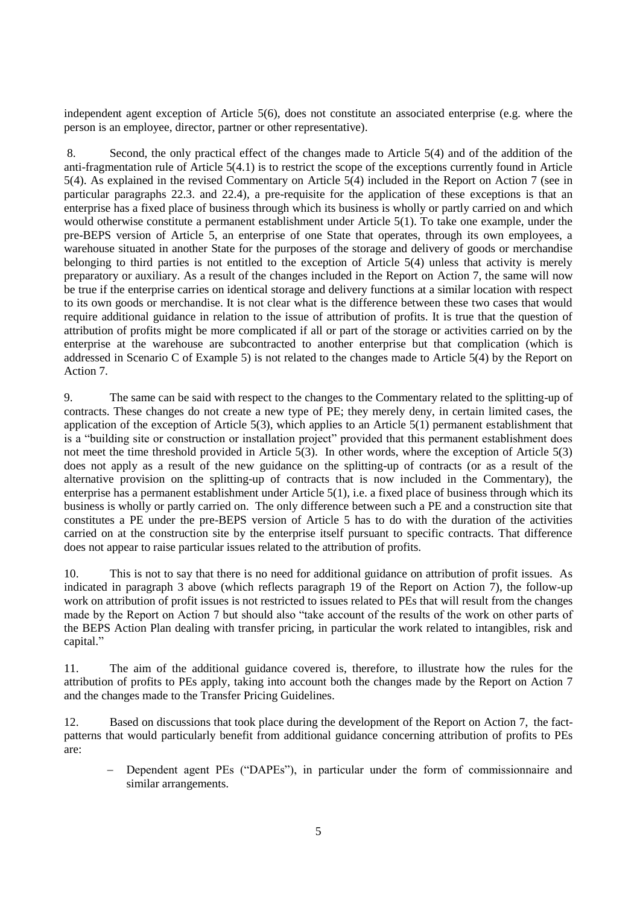independent agent exception of Article 5(6), does not constitute an associated enterprise (e.g. where the person is an employee, director, partner or other representative).

8. Second, the only practical effect of the changes made to Article 5(4) and of the addition of the anti-fragmentation rule of Article 5(4.1) is to restrict the scope of the exceptions currently found in Article 5(4). As explained in the revised Commentary on Article 5(4) included in the Report on Action 7 (see in particular paragraphs 22.3. and 22.4), a pre-requisite for the application of these exceptions is that an enterprise has a fixed place of business through which its business is wholly or partly carried on and which would otherwise constitute a permanent establishment under Article 5(1). To take one example, under the pre-BEPS version of Article 5, an enterprise of one State that operates, through its own employees, a warehouse situated in another State for the purposes of the storage and delivery of goods or merchandise belonging to third parties is not entitled to the exception of Article 5(4) unless that activity is merely preparatory or auxiliary. As a result of the changes included in the Report on Action 7, the same will now be true if the enterprise carries on identical storage and delivery functions at a similar location with respect to its own goods or merchandise. It is not clear what is the difference between these two cases that would require additional guidance in relation to the issue of attribution of profits. It is true that the question of attribution of profits might be more complicated if all or part of the storage or activities carried on by the enterprise at the warehouse are subcontracted to another enterprise but that complication (which is addressed in Scenario C of Example 5) is not related to the changes made to Article 5(4) by the Report on Action 7.

9. The same can be said with respect to the changes to the Commentary related to the splitting-up of contracts. These changes do not create a new type of PE; they merely deny, in certain limited cases, the application of the exception of Article 5(3), which applies to an Article 5(1) permanent establishment that is a "building site or construction or installation project" provided that this permanent establishment does not meet the time threshold provided in Article 5(3). In other words, where the exception of Article 5(3) does not apply as a result of the new guidance on the splitting-up of contracts (or as a result of the alternative provision on the splitting-up of contracts that is now included in the Commentary), the enterprise has a permanent establishment under Article 5(1), i.e. a fixed place of business through which its business is wholly or partly carried on. The only difference between such a PE and a construction site that constitutes a PE under the pre-BEPS version of Article 5 has to do with the duration of the activities carried on at the construction site by the enterprise itself pursuant to specific contracts. That difference does not appear to raise particular issues related to the attribution of profits.

10. This is not to say that there is no need for additional guidance on attribution of profit issues. As indicated in paragraph 3 above (which reflects paragraph 19 of the Report on Action 7), the follow-up work on attribution of profit issues is not restricted to issues related to PEs that will result from the changes made by the Report on Action 7 but should also "take account of the results of the work on other parts of the BEPS Action Plan dealing with transfer pricing, in particular the work related to intangibles, risk and capital."

11. The aim of the additional guidance covered is, therefore, to illustrate how the rules for the attribution of profits to PEs apply, taking into account both the changes made by the Report on Action 7 and the changes made to the Transfer Pricing Guidelines.

12. Based on discussions that took place during the development of the Report on Action 7, the fact-patterns that would particularly benefit from additional guidance concerning attribution of profits to PEs are:

- Dependent agent PEs ("DAPEs"), in particular under the form of commissionnaire and similar arrangements.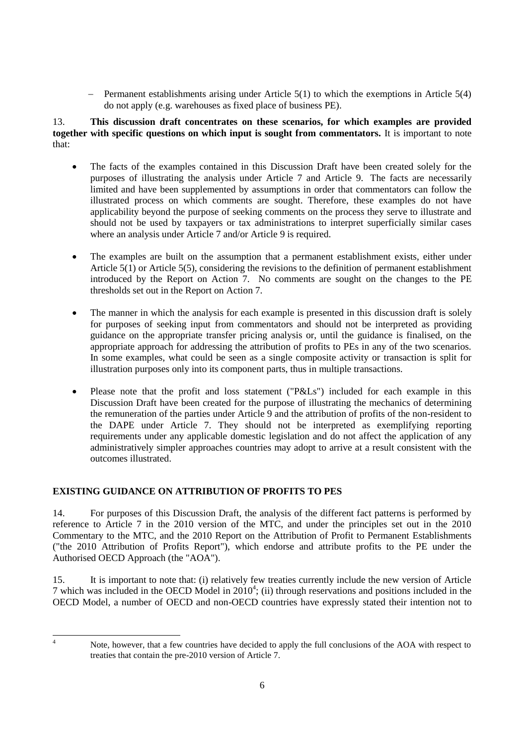– Permanent establishments arising under Article 5(1) to which the exemptions in Article 5(4) do not apply (e.g. warehouses as fixed place of business PE).

13. **This discussion draft concentrates on these scenarios, for which examples are provided together with specific questions on which input is sought from commentators.** It is important to note that:

- The facts of the examples contained in this Discussion Draft have been created solely for the purposes of illustrating the analysis under Article 7 and Article 9. The facts are necessarily limited and have been supplemented by assumptions in order that commentators can follow the illustrated process on which comments are sought. Therefore, these examples do not have applicability beyond the purpose of seeking comments on the process they serve to illustrate and should not be used by taxpayers or tax administrations to interpret superficially similar cases where an analysis under Article 7 and/or Article 9 is required.

- The examples are built on the assumption that a permanent establishment exists, either under Article 5(1) or Article 5(5), considering the revisions to the definition of permanent establishment introduced by the Report on Action 7. No comments are sought on the changes to the PE thresholds set out in the Report on Action 7.

- The manner in which the analysis for each example is presented in this discussion draft is solely for purposes of seeking input from commentators and should not be interpreted as providing guidance on the appropriate transfer pricing analysis or, until the guidance is finalised, on the appropriate approach for addressing the attribution of profits to PEs in any of the two scenarios. In some examples, what could be seen as a single composite activity or transaction is split for illustration purposes only into its component parts, thus in multiple transactions.

- Please note that the profit and loss statement ("P&Ls") included for each example in this Discussion Draft have been created for the purpose of illustrating the mechanics of determining the remuneration of the parties under Article 9 and the attribution of profits of the non-resident to the DAPE under Article 7. They should not be interpreted as exemplifying reporting requirements under any applicable domestic legislation and do not affect the application of any administratively simpler approaches countries may adopt to arrive at a result consistent with the outcomes illustrated.

## EXISTING GUIDANCE ON ATTRIBUTION OF PROFITS TO PES

14. For purposes of this Discussion Draft, the analysis of the different fact patterns is performed by reference to Article 7 in the 2010 version of the MTC, and under the principles set out in the 2010 Commentary to the MTC, and the 2010 Report on the Attribution of Profit to Permanent Establishments ("the 2010 Attribution of Profits Report"), which endorse and attribute profits to the PE under the Authorised OECD Approach (the "AOA").

15. It is important to note that: (i) relatively few treaties currently include the new version of Article 7 which was included in the OECD Model in 2010[4]; (ii) through reservations and positions included in the OECD Model, a number of OECD and non-OECD countries have expressly stated their intention not to

[4] Note, however, that a few countries have decided to apply the full conclusions of the AOA with respect to treaties that contain the pre-2010 version of Article 7.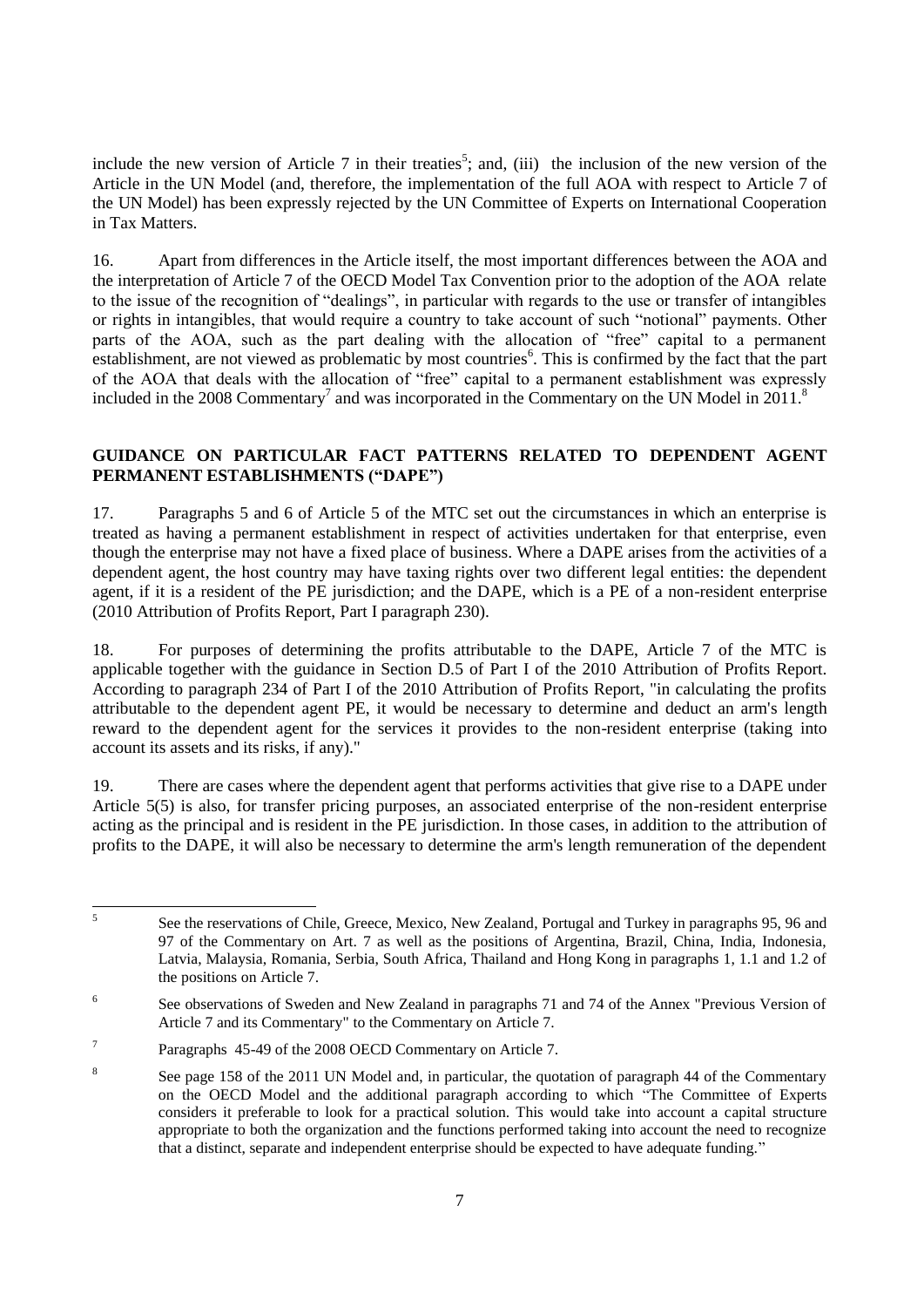include the new version of Article 7 in their treaties[5]; and, (iii) the inclusion of the new version of the Article in the UN Model (and, therefore, the implementation of the full AOA with respect to Article 7 of the UN Model) has been expressly rejected by the UN Committee of Experts on International Cooperation in Tax Matters.

16. Apart from differences in the Article itself, the most important differences between the AOA and the interpretation of Article 7 of the OECD Model Tax Convention prior to the adoption of the AOA relate to the issue of the recognition of "dealings", in particular with regards to the use or transfer of intangibles or rights in intangibles, that would require a country to take account of such "notional" payments. Other parts of the AOA, such as the part dealing with the allocation of "free" capital to a permanent establishment, are not viewed as problematic by most countries[6]. This is confirmed by the fact that the part of the AOA that deals with the allocation of "free" capital to a permanent establishment was expressly included in the 2008 Commentary[7] and was incorporated in the Commentary on the UN Model in 2011.[8]

## GUIDANCE ON PARTICULAR FACT PATTERNS RELATED TO DEPENDENT AGENT PERMANENT ESTABLISHMENTS ("DAPE")

17. Paragraphs 5 and 6 of Article 5 of the MTC set out the circumstances in which an enterprise is treated as having a permanent establishment in respect of activities undertaken for that enterprise, even though the enterprise may not have a fixed place of business. Where a DAPE arises from the activities of a dependent agent, the host country may have taxing rights over two different legal entities: the dependent agent, if it is a resident of the PE jurisdiction; and the DAPE, which is a PE of a non-resident enterprise (2010 Attribution of Profits Report, Part I paragraph 230).

18. For purposes of determining the profits attributable to the DAPE, Article 7 of the MTC is applicable together with the guidance in Section D.5 of Part I of the 2010 Attribution of Profits Report. According to paragraph 234 of Part I of the 2010 Attribution of Profits Report, "in calculating the profits attributable to the dependent agent PE, it would be necessary to determine and deduct an arm's length reward to the dependent agent for the services it provides to the non-resident enterprise (taking into account its assets and its risks, if any)."

19. There are cases where the dependent agent that performs activities that give rise to a DAPE under Article 5(5) is also, for transfer pricing purposes, an associated enterprise of the non-resident enterprise acting as the principal and is resident in the PE jurisdiction. In those cases, in addition to the attribution of profits to the DAPE, it will also be necessary to determine the arm's length remuneration of the dependent

---

[5] See the reservations of Chile, Greece, Mexico, New Zealand, Portugal and Turkey in paragraphs 95, 96 and 97 of the Commentary on Art. 7 as well as the positions of Argentina, Brazil, China, India, Indonesia, Latvia, Malaysia, Romania, Serbia, South Africa, Thailand and Hong Kong in paragraphs 1, 1.1 and 1.2 of the positions on Article 7.

[6] See observations of Sweden and New Zealand in paragraphs 71 and 74 of the Annex "Previous Version of Article 7 and its Commentary" to the Commentary on Article 7.

[7] Paragraphs 45-49 of the 2008 OECD Commentary on Article 7.

[8] See page 158 of the 2011 UN Model and, in particular, the quotation of paragraph 44 of the Commentary on the OECD Model and the additional paragraph according to which "The Committee of Experts considers it preferable to look for a practical solution. This would take into account a capital structure appropriate to both the organization and the functions performed taking into account the need to recognize that a distinct, separate and independent enterprise should be expected to have adequate funding."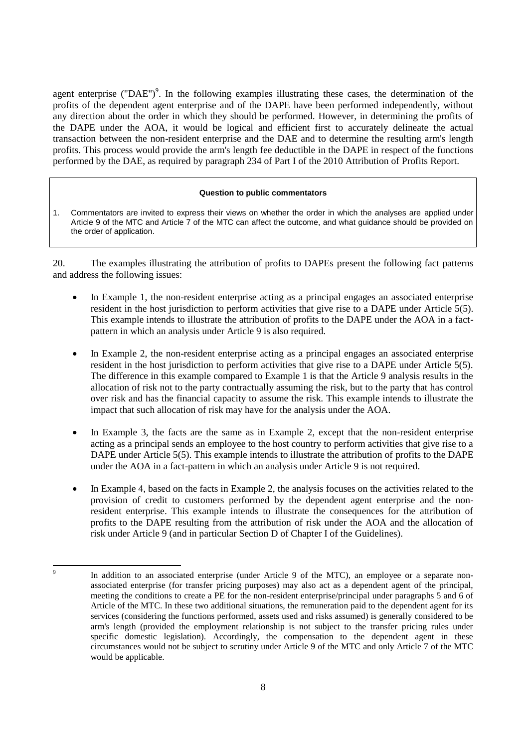agent enterprise ("DAE")[9]. In the following examples illustrating these cases, the determination of the profits of the dependent agent enterprise and of the DAPE have been performed independently, without any direction about the order in which they should be performed. However, in determining the profits of the DAPE under the AOA, it would be logical and efficient first to accurately delineate the actual transaction between the non-resident enterprise and the DAE and to determine the resulting arm's length profits. This process would provide the arm's length fee deductible in the DAPE in respect of the functions performed by the DAE, as required by paragraph 234 of Part I of the 2010 Attribution of Profits Report.

> **Question to public commentators**
>
> 1. Commentators are invited to express their views on whether the order in which the analyses are applied under Article 9 of the MTC and Article 7 of the MTC can affect the outcome, and what guidance should be provided on the order of application.

20. The examples illustrating the attribution of profits to DAPEs present the following fact patterns and address the following issues:

- In Example 1, the non-resident enterprise acting as a principal engages an associated enterprise resident in the host jurisdiction to perform activities that give rise to a DAPE under Article 5(5). This example intends to illustrate the attribution of profits to the DAPE under the AOA in a fact-pattern in which an analysis under Article 9 is also required.
- In Example 2, the non-resident enterprise acting as a principal engages an associated enterprise resident in the host jurisdiction to perform activities that give rise to a DAPE under Article 5(5). The difference in this example compared to Example 1 is that the Article 9 analysis results in the allocation of risk not to the party contractually assuming the risk, but to the party that has control over risk and has the financial capacity to assume the risk. This example intends to illustrate the impact that such allocation of risk may have for the analysis under the AOA.
- In Example 3, the facts are the same as in Example 2, except that the non-resident enterprise acting as a principal sends an employee to the host country to perform activities that give rise to a DAPE under Article 5(5). This example intends to illustrate the attribution of profits to the DAPE under the AOA in a fact-pattern in which an analysis under Article 9 is not required.
- In Example 4, based on the facts in Example 2, the analysis focuses on the activities related to the provision of credit to customers performed by the dependent agent enterprise and the non-resident enterprise. This example intends to illustrate the consequences for the attribution of profits to the DAPE resulting from the attribution of risk under the AOA and the allocation of risk under Article 9 (and in particular Section D of Chapter I of the Guidelines).

---

[9] In addition to an associated enterprise (under Article 9 of the MTC), an employee or a separate non-associated enterprise (for transfer pricing purposes) may also act as a dependent agent of the principal, meeting the conditions to create a PE for the non-resident enterprise/principal under paragraphs 5 and 6 of Article of the MTC. In these two additional situations, the remuneration paid to the dependent agent for its services (considering the functions performed, assets used and risks assumed) is generally considered to be arm's length (provided the employment relationship is not subject to the transfer pricing rules under specific domestic legislation). Accordingly, the compensation to the dependent agent in these circumstances would not be subject to scrutiny under Article 9 of the MTC and only Article 7 of the MTC would be applicable.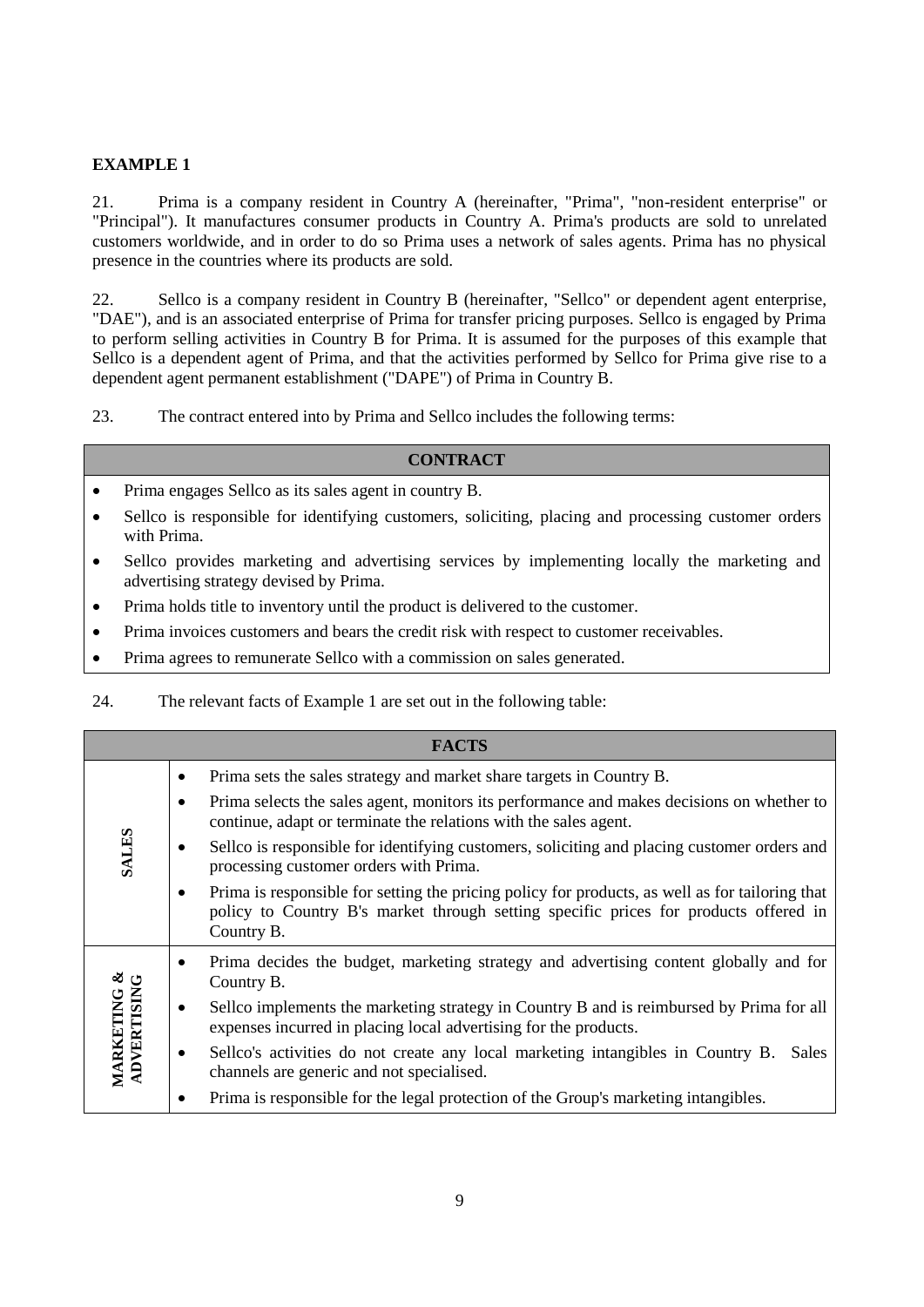## EXAMPLE 1

21. Prima is a company resident in Country A (hereinafter, "Prima", "non-resident enterprise" or "Principal"). It manufactures consumer products in Country A. Prima's products are sold to unrelated customers worldwide, and in order to do so Prima uses a network of sales agents. Prima has no physical presence in the countries where its products are sold.

22. Sellco is a company resident in Country B (hereinafter, "Sellco" or dependent agent enterprise, "DAE"), and is an associated enterprise of Prima for transfer pricing purposes. Sellco is engaged by Prima to perform selling activities in Country B for Prima. It is assumed for the purposes of this example that Sellco is a dependent agent of Prima, and that the activities performed by Sellco for Prima give rise to a dependent agent permanent establishment ("DAPE") of Prima in Country B.

23. The contract entered into by Prima and Sellco includes the following terms:

| **CONTRACT** |
|---|
| • Prima engages Sellco as its sales agent in country B. |
| • Sellco is responsible for identifying customers, soliciting, placing and processing customer orders with Prima. |
| • Sellco provides marketing and advertising services by implementing locally the marketing and advertising strategy devised by Prima. |
| • Prima holds title to inventory until the product is delivered to the customer. |
| • Prima invoices customers and bears the credit risk with respect to customer receivables. |
| • Prima agrees to remunerate Sellco with a commission on sales generated. |

24. The relevant facts of Example 1 are set out in the following table:

| **FACTS** | |
|---|---|
| **SALES** | • Prima sets the sales strategy and market share targets in Country B.<br>• Prima selects the sales agent, monitors its performance and makes decisions on whether to continue, adapt or terminate the relations with the sales agent.<br>• Sellco is responsible for identifying customers, soliciting and placing customer orders and processing customer orders with Prima.<br>• Prima is responsible for setting the pricing policy for products, as well as for tailoring that policy to Country B's market through setting specific prices for products offered in Country B. |
| **MARKETING & ADVERTISING** | • Prima decides the budget, marketing strategy and advertising content globally and for Country B.<br>• Sellco implements the marketing strategy in Country B and is reimbursed by Prima for all expenses incurred in placing local advertising for the products.<br>• Sellco's activities do not create any local marketing intangibles in Country B. Sales channels are generic and not specialised.<br>• Prima is responsible for the legal protection of the Group's marketing intangibles. |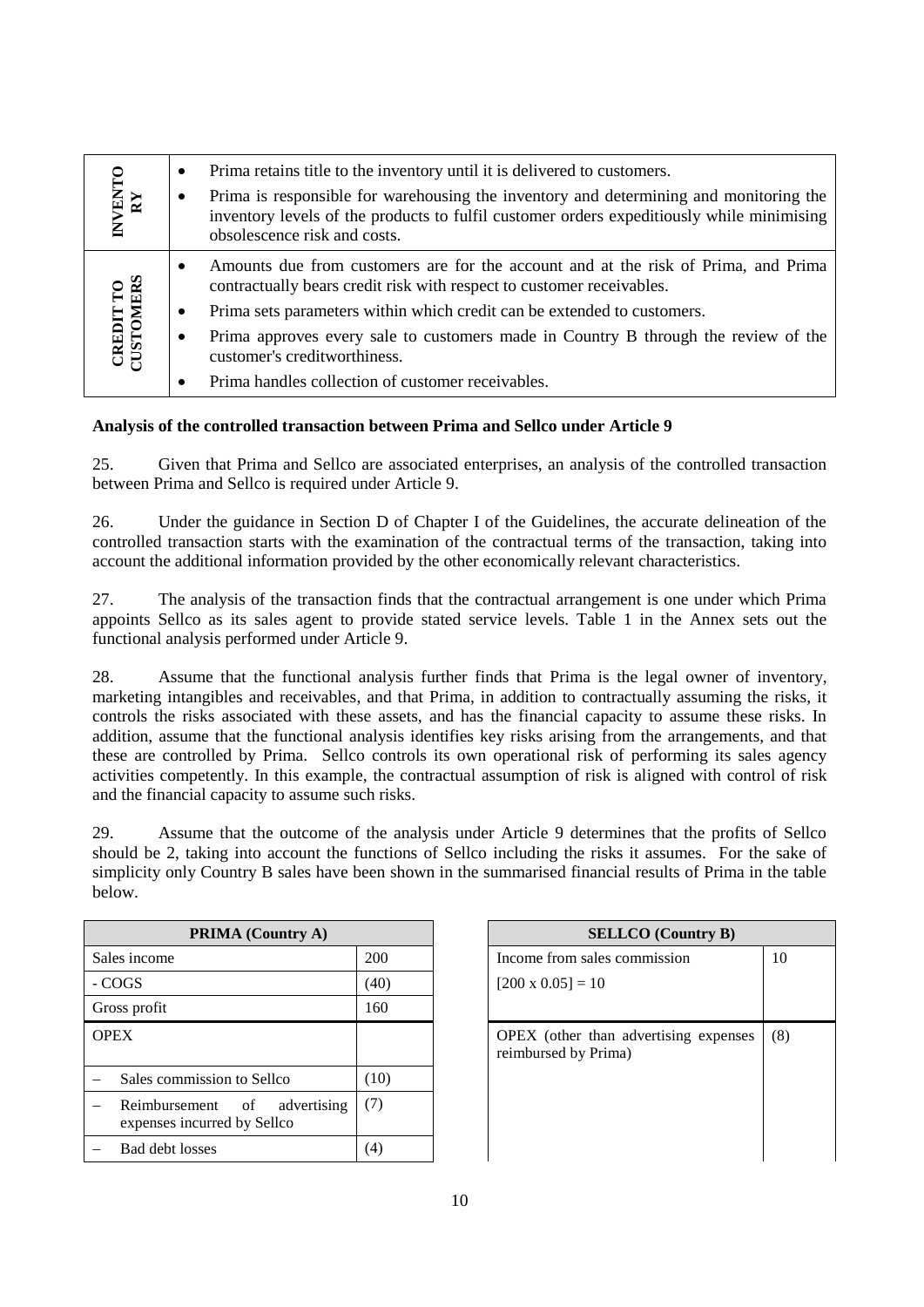| | |
|---|---|
| **INVENTORY** | • Prima retains title to the inventory until it is delivered to customers.<br>• Prima is responsible for warehousing the inventory and determining and monitoring the inventory levels of the products to fulfil customer orders expeditiously while minimising obsolescence risk and costs. |
| **CREDIT TO CUSTOMERS** | • Amounts due from customers are for the account and at the risk of Prima, and Prima contractually bears credit risk with respect to customer receivables.<br>• Prima sets parameters within which credit can be extended to customers.<br>• Prima approves every sale to customers made in Country B through the review of the customer's creditworthiness.<br>• Prima handles collection of customer receivables. |

**Analysis of the controlled transaction between Prima and Sellco under Article 9**

25. Given that Prima and Sellco are associated enterprises, an analysis of the controlled transaction between Prima and Sellco is required under Article 9.

26. Under the guidance in Section D of Chapter I of the Guidelines, the accurate delineation of the controlled transaction starts with the examination of the contractual terms of the transaction, taking into account the additional information provided by the other economically relevant characteristics.

27. The analysis of the transaction finds that the contractual arrangement is one under which Prima appoints Sellco as its sales agent to provide stated service levels. Table 1 in the Annex sets out the functional analysis performed under Article 9.

28. Assume that the functional analysis further finds that Prima is the legal owner of inventory, marketing intangibles and receivables, and that Prima, in addition to contractually assuming the risks, it controls the risks associated with these assets, and has the financial capacity to assume these risks. In addition, assume that the functional analysis identifies key risks arising from the arrangements, and that these are controlled by Prima. Sellco controls its own operational risk of performing its sales agency activities competently. In this example, the contractual assumption of risk is aligned with control of risk and the financial capacity to assume such risks.

29. Assume that the outcome of the analysis under Article 9 determines that the profits of Sellco should be 2, taking into account the functions of Sellco including the risks it assumes. For the sake of simplicity only Country B sales have been shown in the summarised financial results of Prima in the table below.

| PRIMA (Country A) | |
|---|---|
| Sales income | 200 |
| - COGS | (40) |
| Gross profit | 160 |
| OPEX | |
| – Sales commission to Sellco | (10) |
| – Reimbursement of advertising expenses incurred by Sellco | (7) |
| – Bad debt losses | (4) |

| SELLCO (Country B) | |
|---|---|
| Income from sales commission<br>[200 x 0.05] = 10 | 10 |
| OPEX (other than advertising expenses reimbursed by Prima) | (8) |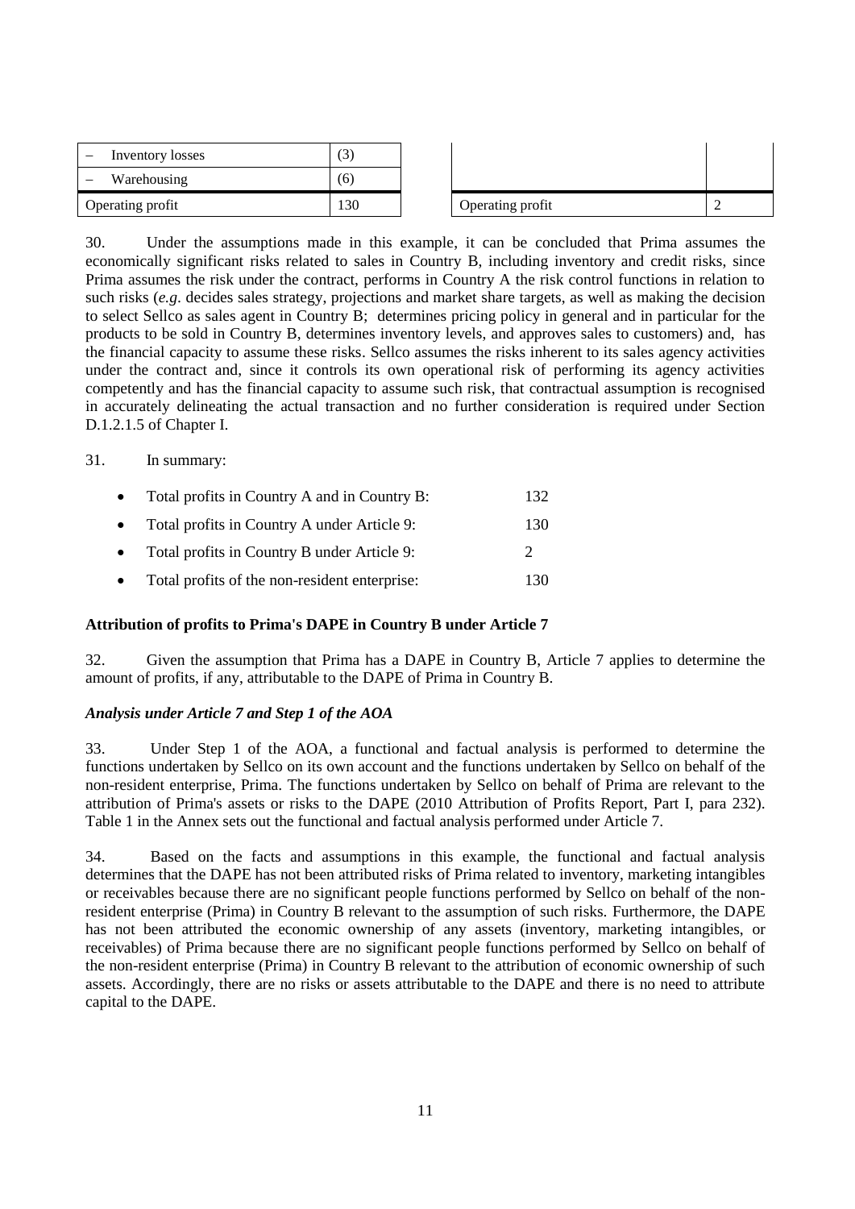| | |
|---|---|
| – Inventory losses | (3) |
| – Warehousing | (6) |
| Operating profit | 130 |

| | |
|---|---|
| | |
| Operating profit | 2 |

30. Under the assumptions made in this example, it can be concluded that Prima assumes the economically significant risks related to sales in Country B, including inventory and credit risks, since Prima assumes the risk under the contract, performs in Country A the risk control functions in relation to such risks (*e.g*. decides sales strategy, projections and market share targets, as well as making the decision to select Sellco as sales agent in Country B; determines pricing policy in general and in particular for the products to be sold in Country B, determines inventory levels, and approves sales to customers) and, has the financial capacity to assume these risks. Sellco assumes the risks inherent to its sales agency activities under the contract and, since it controls its own operational risk of performing its agency activities competently and has the financial capacity to assume such risk, that contractual assumption is recognised in accurately delineating the actual transaction and no further consideration is required under Section D.1.2.1.5 of Chapter I.

31. In summary:

- Total profits in Country A and in Country B: 132
- Total profits in Country A under Article 9: 130
- Total profits in Country B under Article 9: 2
- Total profits of the non-resident enterprise: 130

**Attribution of profits to Prima's DAPE in Country B under Article 7**

32. Given the assumption that Prima has a DAPE in Country B, Article 7 applies to determine the amount of profits, if any, attributable to the DAPE of Prima in Country B.

***Analysis under Article 7 and Step 1 of the AOA***

33. Under Step 1 of the AOA, a functional and factual analysis is performed to determine the functions undertaken by Sellco on its own account and the functions undertaken by Sellco on behalf of the non-resident enterprise, Prima. The functions undertaken by Sellco on behalf of Prima are relevant to the attribution of Prima's assets or risks to the DAPE (2010 Attribution of Profits Report, Part I, para 232). Table 1 in the Annex sets out the functional and factual analysis performed under Article 7.

34. Based on the facts and assumptions in this example, the functional and factual analysis determines that the DAPE has not been attributed risks of Prima related to inventory, marketing intangibles or receivables because there are no significant people functions performed by Sellco on behalf of the non-resident enterprise (Prima) in Country B relevant to the assumption of such risks. Furthermore, the DAPE has not been attributed the economic ownership of any assets (inventory, marketing intangibles, or receivables) of Prima because there are no significant people functions performed by Sellco on behalf of the non-resident enterprise (Prima) in Country B relevant to the attribution of economic ownership of such assets. Accordingly, there are no risks or assets attributable to the DAPE and there is no need to attribute capital to the DAPE.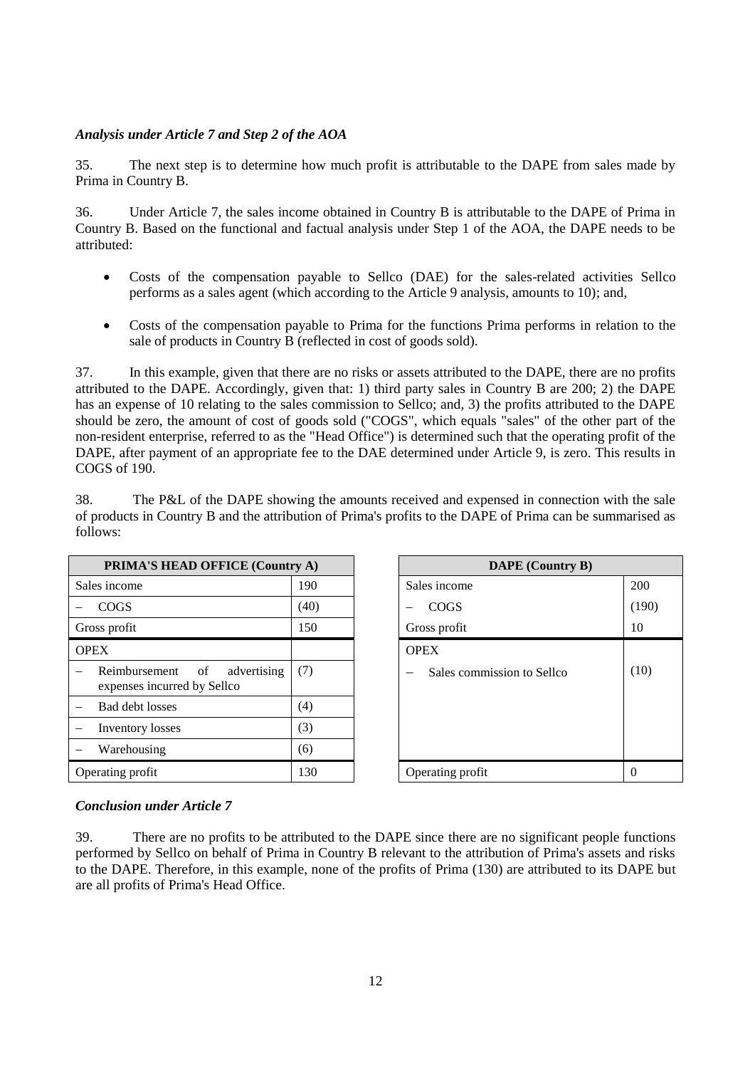*Analysis under Article 7 and Step 2 of the AOA*

35. The next step is to determine how much profit is attributable to the DAPE from sales made by Prima in Country B.

36. Under Article 7, the sales income obtained in Country B is attributable to the DAPE of Prima in Country B. Based on the functional and factual analysis under Step 1 of the AOA, the DAPE needs to be attributed:

- Costs of the compensation payable to Sellco (DAE) for the sales-related activities Sellco performs as a sales agent (which according to the Article 9 analysis, amounts to 10); and,
- Costs of the compensation payable to Prima for the functions Prima performs in relation to the sale of products in Country B (reflected in cost of goods sold).

37. In this example, given that there are no risks or assets attributed to the DAPE, there are no profits attributed to the DAPE. Accordingly, given that: 1) third party sales in Country B are 200; 2) the DAPE has an expense of 10 relating to the sales commission to Sellco; and, 3) the profits attributed to the DAPE should be zero, the amount of cost of goods sold ("COGS", which equals "sales" of the other part of the non-resident enterprise, referred to as the "Head Office") is determined such that the operating profit of the DAPE, after payment of an appropriate fee to the DAE determined under Article 9, is zero. This results in COGS of 190.

38. The P&L of the DAPE showing the amounts received and expensed in connection with the sale of products in Country B and the attribution of Prima's profits to the DAPE of Prima can be summarised as follows:

| PRIMA'S HEAD OFFICE (Country A) | |
|---|---|
| Sales income | 190 |
| – COGS | (40) |
| Gross profit | 150 |
| OPEX | |
| – Reimbursement of advertising expenses incurred by Sellco | (7) |
| – Bad debt losses | (4) |
| – Inventory losses | (3) |
| – Warehousing | (6) |
| Operating profit | 130 |

| DAPE (Country B) | |
|---|---|
| Sales income | 200 |
| – COGS | (190) |
| Gross profit | 10 |
| OPEX | |
| – Sales commission to Sellco | (10) |
| Operating profit | 0 |

*Conclusion under Article 7*

39. There are no profits to be attributed to the DAPE since there are no significant people functions performed by Sellco on behalf of Prima in Country B relevant to the attribution of Prima's assets and risks to the DAPE. Therefore, in this example, none of the profits of Prima (130) are attributed to its DAPE but are all profits of Prima's Head Office.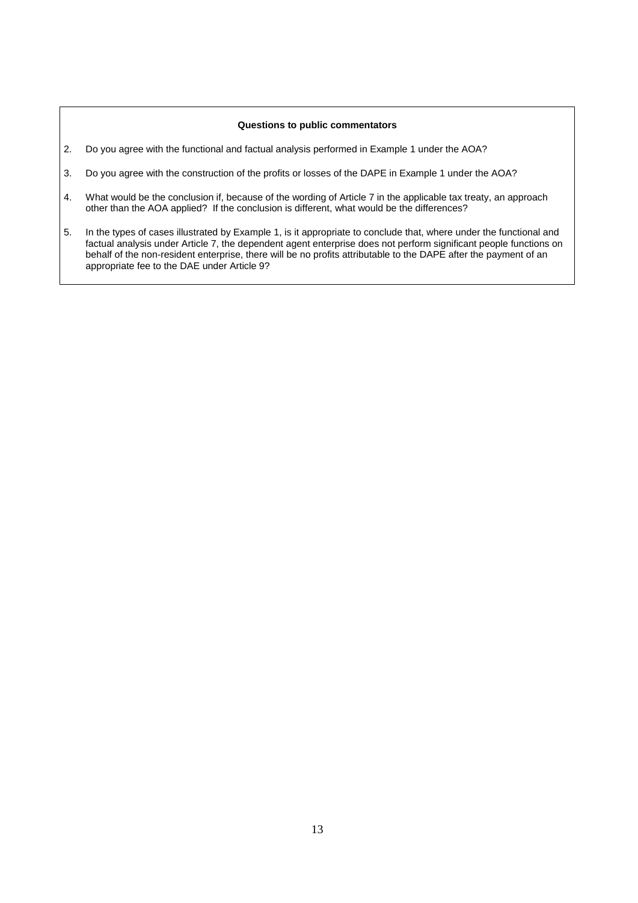**Questions to public commentators**

2. Do you agree with the functional and factual analysis performed in Example 1 under the AOA?

3. Do you agree with the construction of the profits or losses of the DAPE in Example 1 under the AOA?

4. What would be the conclusion if, because of the wording of Article 7 in the applicable tax treaty, an approach other than the AOA applied? If the conclusion is different, what would be the differences?

5. In the types of cases illustrated by Example 1, is it appropriate to conclude that, where under the functional and factual analysis under Article 7, the dependent agent enterprise does not perform significant people functions on behalf of the non-resident enterprise, there will be no profits attributable to the DAPE after the payment of an appropriate fee to the DAE under Article 9?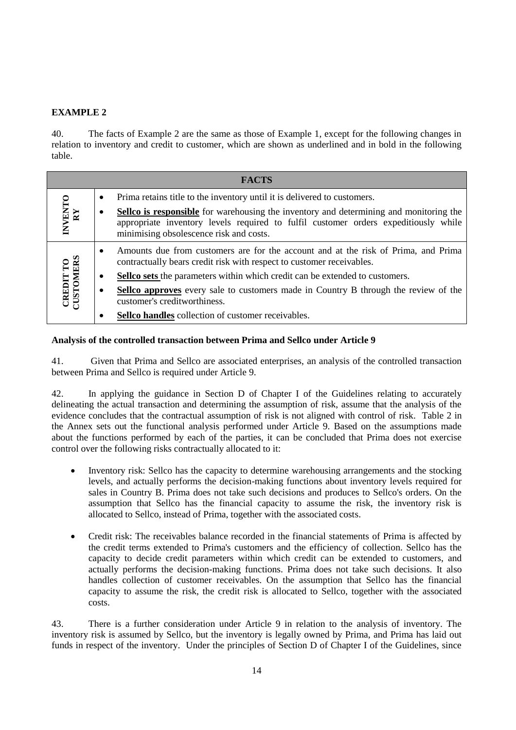**EXAMPLE 2**

40. The facts of Example 2 are the same as those of Example 1, except for the following changes in relation to inventory and credit to customer, which are shown as underlined and in bold in the following table.

| FACTS | |
|---|---|
| INVENTORY | • Prima retains title to the inventory until it is delivered to customers.<br>• **<u>Sellco is responsible</u>** for warehousing the inventory and determining and monitoring the appropriate inventory levels required to fulfil customer orders expeditiously while minimising obsolescence risk and costs. |
| CREDIT TO CUSTOMERS | • Amounts due from customers are for the account and at the risk of Prima, and Prima contractually bears credit risk with respect to customer receivables.<br>• **<u>Sellco sets</u>** the parameters within which credit can be extended to customers.<br>• **<u>Sellco approves</u>** every sale to customers made in Country B through the review of the customer's creditworthiness.<br>• **<u>Sellco handles</u>** collection of customer receivables. |

**Analysis of the controlled transaction between Prima and Sellco under Article 9**

41. Given that Prima and Sellco are associated enterprises, an analysis of the controlled transaction between Prima and Sellco is required under Article 9.

42. In applying the guidance in Section D of Chapter I of the Guidelines relating to accurately delineating the actual transaction and determining the assumption of risk, assume that the analysis of the evidence concludes that the contractual assumption of risk is not aligned with control of risk. Table 2 in the Annex sets out the functional analysis performed under Article 9. Based on the assumptions made about the functions performed by each of the parties, it can be concluded that Prima does not exercise control over the following risks contractually allocated to it:

- Inventory risk: Sellco has the capacity to determine warehousing arrangements and the stocking levels, and actually performs the decision-making functions about inventory levels required for sales in Country B. Prima does not take such decisions and produces to Sellco's orders. On the assumption that Sellco has the financial capacity to assume the risk, the inventory risk is allocated to Sellco, instead of Prima, together with the associated costs.

- Credit risk: The receivables balance recorded in the financial statements of Prima is affected by the credit terms extended to Prima's customers and the efficiency of collection. Sellco has the capacity to decide credit parameters within which credit can be extended to customers, and actually performs the decision-making functions. Prima does not take such decisions. It also handles collection of customer receivables. On the assumption that Sellco has the financial capacity to assume the risk, the credit risk is allocated to Sellco, together with the associated costs.

43. There is a further consideration under Article 9 in relation to the analysis of inventory. The inventory risk is assumed by Sellco, but the inventory is legally owned by Prima, and Prima has laid out funds in respect of the inventory. Under the principles of Section D of Chapter I of the Guidelines, since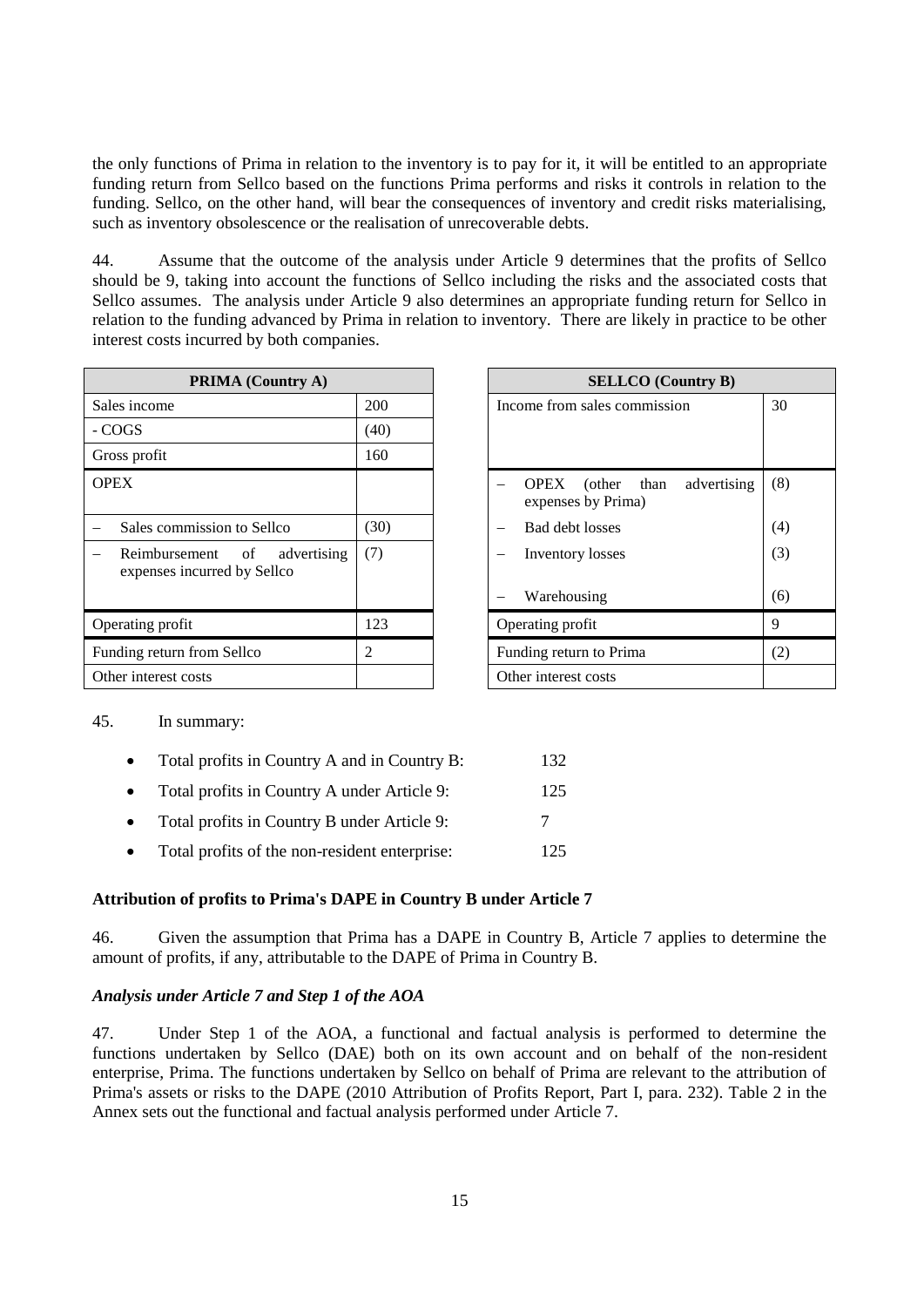the only functions of Prima in relation to the inventory is to pay for it, it will be entitled to an appropriate funding return from Sellco based on the functions Prima performs and risks it controls in relation to the funding. Sellco, on the other hand, will bear the consequences of inventory and credit risks materialising, such as inventory obsolescence or the realisation of unrecoverable debts.

44. Assume that the outcome of the analysis under Article 9 determines that the profits of Sellco should be 9, taking into account the functions of Sellco including the risks and the associated costs that Sellco assumes. The analysis under Article 9 also determines an appropriate funding return for Sellco in relation to the funding advanced by Prima in relation to inventory. There are likely in practice to be other interest costs incurred by both companies.

| PRIMA (Country A) | |
|---|---|
| Sales income | 200 |
| - COGS | (40) |
| Gross profit | 160 |
| OPEX | |
| – Sales commission to Sellco | (30) |
| – Reimbursement of advertising expenses incurred by Sellco | (7) |
| Operating profit | 123 |
| Funding return from Sellco | 2 |
| Other interest costs | |

| SELLCO (Country B) | |
|---|---|
| Income from sales commission | 30 |
| – OPEX (other than advertising expenses by Prima) | (8) |
| – Bad debt losses | (4) |
| – Inventory losses | (3) |
| – Warehousing | (6) |
| Operating profit | 9 |
| Funding return to Prima | (2) |
| Other interest costs | |

45. In summary:

- Total profits in Country A and in Country B: 132
- Total profits in Country A under Article 9: 125
- Total profits in Country B under Article 9: 7
- Total profits of the non-resident enterprise: 125

**Attribution of profits to Prima's DAPE in Country B under Article 7**

46. Given the assumption that Prima has a DAPE in Country B, Article 7 applies to determine the amount of profits, if any, attributable to the DAPE of Prima in Country B.

***Analysis under Article 7 and Step 1 of the AOA***

47. Under Step 1 of the AOA, a functional and factual analysis is performed to determine the functions undertaken by Sellco (DAE) both on its own account and on behalf of the non-resident enterprise, Prima. The functions undertaken by Sellco on behalf of Prima are relevant to the attribution of Prima's assets or risks to the DAPE (2010 Attribution of Profits Report, Part I, para. 232). Table 2 in the Annex sets out the functional and factual analysis performed under Article 7.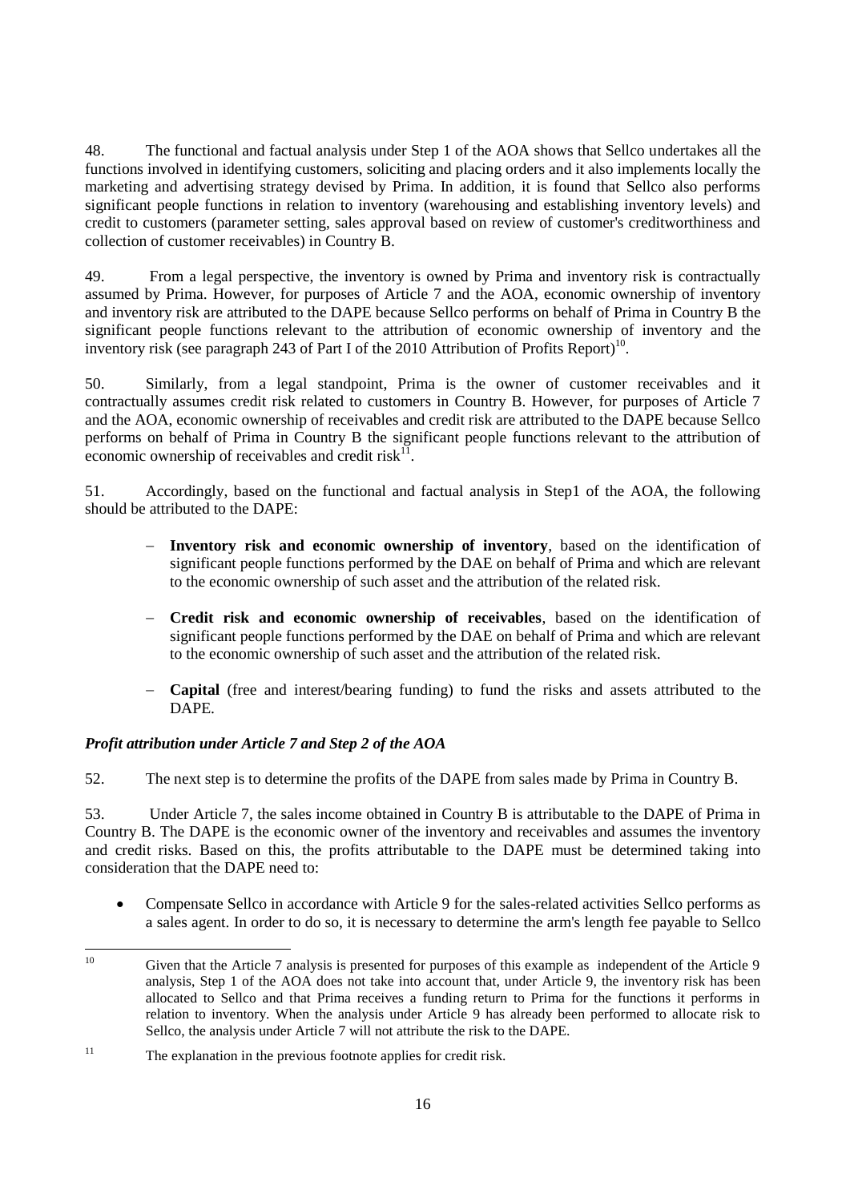48. The functional and factual analysis under Step 1 of the AOA shows that Sellco undertakes all the functions involved in identifying customers, soliciting and placing orders and it also implements locally the marketing and advertising strategy devised by Prima. In addition, it is found that Sellco also performs significant people functions in relation to inventory (warehousing and establishing inventory levels) and credit to customers (parameter setting, sales approval based on review of customer's creditworthiness and collection of customer receivables) in Country B.

49. From a legal perspective, the inventory is owned by Prima and inventory risk is contractually assumed by Prima. However, for purposes of Article 7 and the AOA, economic ownership of inventory and inventory risk are attributed to the DAPE because Sellco performs on behalf of Prima in Country B the significant people functions relevant to the attribution of economic ownership of inventory and the inventory risk (see paragraph 243 of Part I of the 2010 Attribution of Profits Report)[10].

50. Similarly, from a legal standpoint, Prima is the owner of customer receivables and it contractually assumes credit risk related to customers in Country B. However, for purposes of Article 7 and the AOA, economic ownership of receivables and credit risk are attributed to the DAPE because Sellco performs on behalf of Prima in Country B the significant people functions relevant to the attribution of economic ownership of receivables and credit risk[11].

51. Accordingly, based on the functional and factual analysis in Step1 of the AOA, the following should be attributed to the DAPE:

- **Inventory risk and economic ownership of inventory**, based on the identification of significant people functions performed by the DAE on behalf of Prima and which are relevant to the economic ownership of such asset and the attribution of the related risk.
- **Credit risk and economic ownership of receivables**, based on the identification of significant people functions performed by the DAE on behalf of Prima and which are relevant to the economic ownership of such asset and the attribution of the related risk.
- **Capital** (free and interest/bearing funding) to fund the risks and assets attributed to the DAPE.

***Profit attribution under Article 7 and Step 2 of the AOA***

52. The next step is to determine the profits of the DAPE from sales made by Prima in Country B.

53. Under Article 7, the sales income obtained in Country B is attributable to the DAPE of Prima in Country B. The DAPE is the economic owner of the inventory and receivables and assumes the inventory and credit risks. Based on this, the profits attributable to the DAPE must be determined taking into consideration that the DAPE need to:

- Compensate Sellco in accordance with Article 9 for the sales-related activities Sellco performs as a sales agent. In order to do so, it is necessary to determine the arm's length fee payable to Sellco

---

[10] Given that the Article 7 analysis is presented for purposes of this example as independent of the Article 9 analysis, Step 1 of the AOA does not take into account that, under Article 9, the inventory risk has been allocated to Sellco and that Prima receives a funding return to Prima for the functions it performs in relation to inventory. When the analysis under Article 9 has already been performed to allocate risk to Sellco, the analysis under Article 7 will not attribute the risk to the DAPE.

[11] The explanation in the previous footnote applies for credit risk.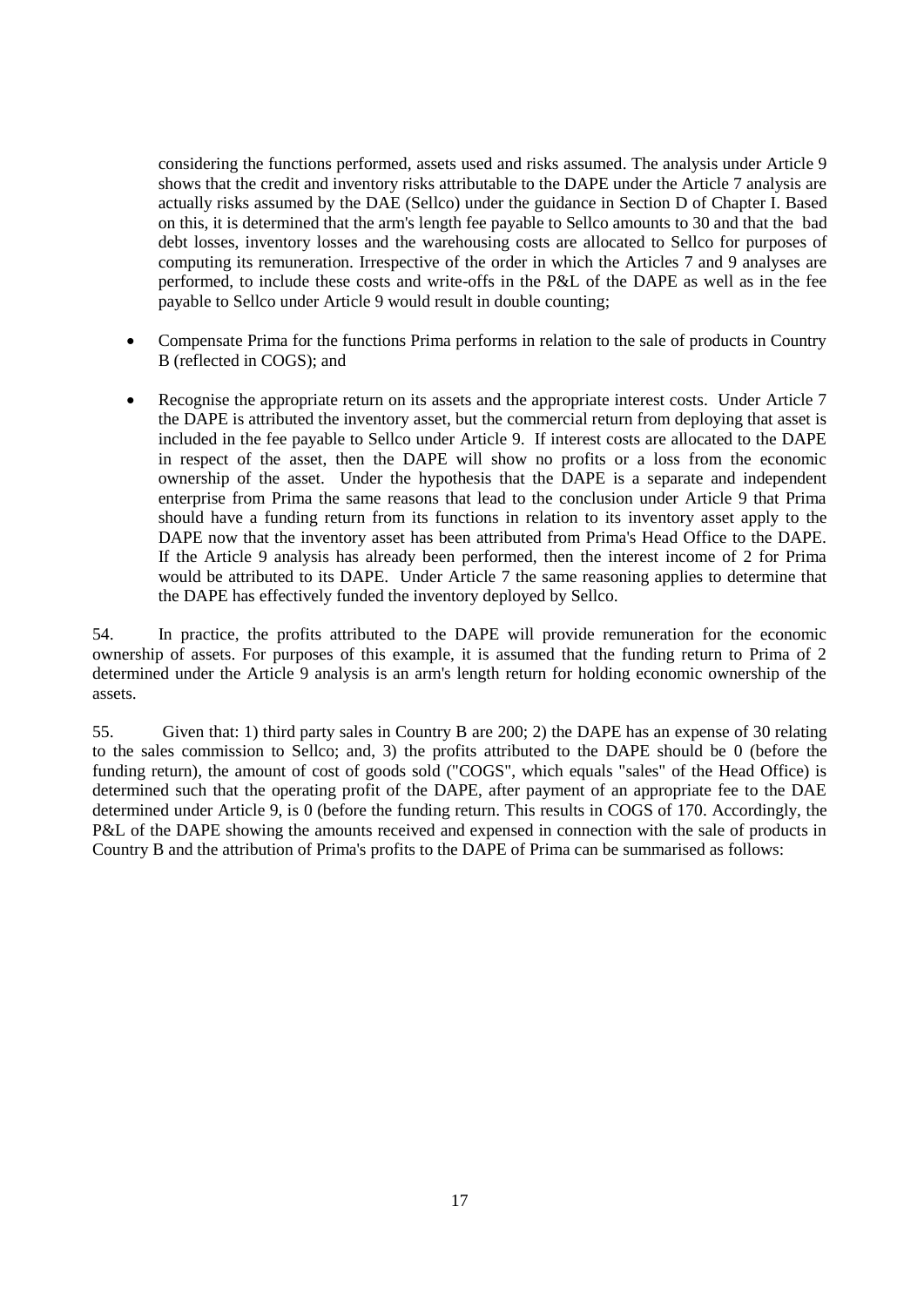considering the functions performed, assets used and risks assumed. The analysis under Article 9 shows that the credit and inventory risks attributable to the DAPE under the Article 7 analysis are actually risks assumed by the DAE (Sellco) under the guidance in Section D of Chapter I. Based on this, it is determined that the arm's length fee payable to Sellco amounts to 30 and that the bad debt losses, inventory losses and the warehousing costs are allocated to Sellco for purposes of computing its remuneration. Irrespective of the order in which the Articles 7 and 9 analyses are performed, to include these costs and write-offs in the P&L of the DAPE as well as in the fee payable to Sellco under Article 9 would result in double counting;

- Compensate Prima for the functions Prima performs in relation to the sale of products in Country B (reflected in COGS); and
- Recognise the appropriate return on its assets and the appropriate interest costs. Under Article 7 the DAPE is attributed the inventory asset, but the commercial return from deploying that asset is included in the fee payable to Sellco under Article 9. If interest costs are allocated to the DAPE in respect of the asset, then the DAPE will show no profits or a loss from the economic ownership of the asset. Under the hypothesis that the DAPE is a separate and independent enterprise from Prima the same reasons that lead to the conclusion under Article 9 that Prima should have a funding return from its functions in relation to its inventory asset apply to the DAPE now that the inventory asset has been attributed from Prima's Head Office to the DAPE. If the Article 9 analysis has already been performed, then the interest income of 2 for Prima would be attributed to its DAPE. Under Article 7 the same reasoning applies to determine that the DAPE has effectively funded the inventory deployed by Sellco.

54. In practice, the profits attributed to the DAPE will provide remuneration for the economic ownership of assets. For purposes of this example, it is assumed that the funding return to Prima of 2 determined under the Article 9 analysis is an arm's length return for holding economic ownership of the assets.

55. Given that: 1) third party sales in Country B are 200; 2) the DAPE has an expense of 30 relating to the sales commission to Sellco; and, 3) the profits attributed to the DAPE should be 0 (before the funding return), the amount of cost of goods sold ("COGS", which equals "sales" of the Head Office) is determined such that the operating profit of the DAPE, after payment of an appropriate fee to the DAE determined under Article 9, is 0 (before the funding return. This results in COGS of 170. Accordingly, the P&L of the DAPE showing the amounts received and expensed in connection with the sale of products in Country B and the attribution of Prima's profits to the DAPE of Prima can be summarised as follows: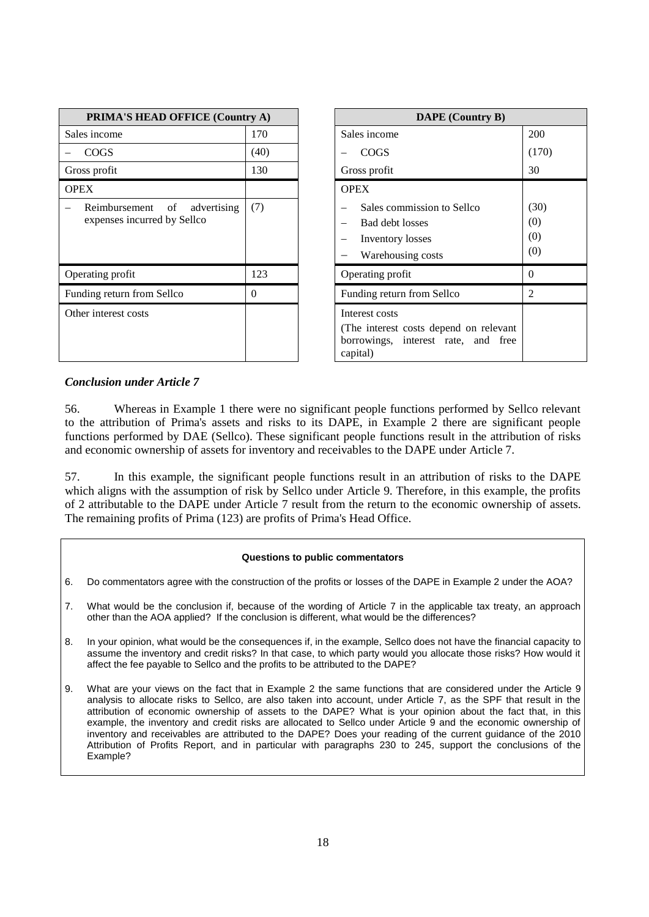| PRIMA'S HEAD OFFICE (Country A) | |
|---|---|
| Sales income | 170 |
| – COGS | (40) |
| Gross profit | 130 |
| OPEX | |
| – Reimbursement of advertising expenses incurred by Sellco | (7) |
| Operating profit | 123 |
| Funding return from Sellco | 0 |
| Other interest costs | |

| DAPE (Country B) | |
|---|---|
| Sales income | 200 |
| – COGS | (170) |
| Gross profit | 30 |
| OPEX | |
| – Sales commission to Sellco<br>– Bad debt losses<br>– Inventory losses<br>– Warehousing costs | (30)<br>(0)<br>(0)<br>(0) |
| Operating profit | 0 |
| Funding return from Sellco | 2 |
| Interest costs<br>(The interest costs depend on relevant borrowings, interest rate, and free capital) | |

### *Conclusion under Article 7*

56. Whereas in Example 1 there were no significant people functions performed by Sellco relevant to the attribution of Prima's assets and risks to its DAPE, in Example 2 there are significant people functions performed by DAE (Sellco). These significant people functions result in the attribution of risks and economic ownership of assets for inventory and receivables to the DAPE under Article 7.

57. In this example, the significant people functions result in an attribution of risks to the DAPE which aligns with the assumption of risk by Sellco under Article 9. Therefore, in this example, the profits of 2 attributable to the DAPE under Article 7 result from the return to the economic ownership of assets. The remaining profits of Prima (123) are profits of Prima's Head Office.

> **Questions to public commentators**
>
> 6. Do commentators agree with the construction of the profits or losses of the DAPE in Example 2 under the AOA?
>
> 7. What would be the conclusion if, because of the wording of Article 7 in the applicable tax treaty, an approach other than the AOA applied? If the conclusion is different, what would be the differences?
>
> 8. In your opinion, what would be the consequences if, in the example, Sellco does not have the financial capacity to assume the inventory and credit risks? In that case, to which party would you allocate those risks? How would it affect the fee payable to Sellco and the profits to be attributed to the DAPE?
>
> 9. What are your views on the fact that in Example 2 the same functions that are considered under the Article 9 analysis to allocate risks to Sellco, are also taken into account, under Article 7, as the SPF that result in the attribution of economic ownership of assets to the DAPE? What is your opinion about the fact that, in this example, the inventory and credit risks are allocated to Sellco under Article 9 and the economic ownership of inventory and receivables are attributed to the DAPE? Does your reading of the current guidance of the 2010 Attribution of Profits Report, and in particular with paragraphs 230 to 245, support the conclusions of the Example?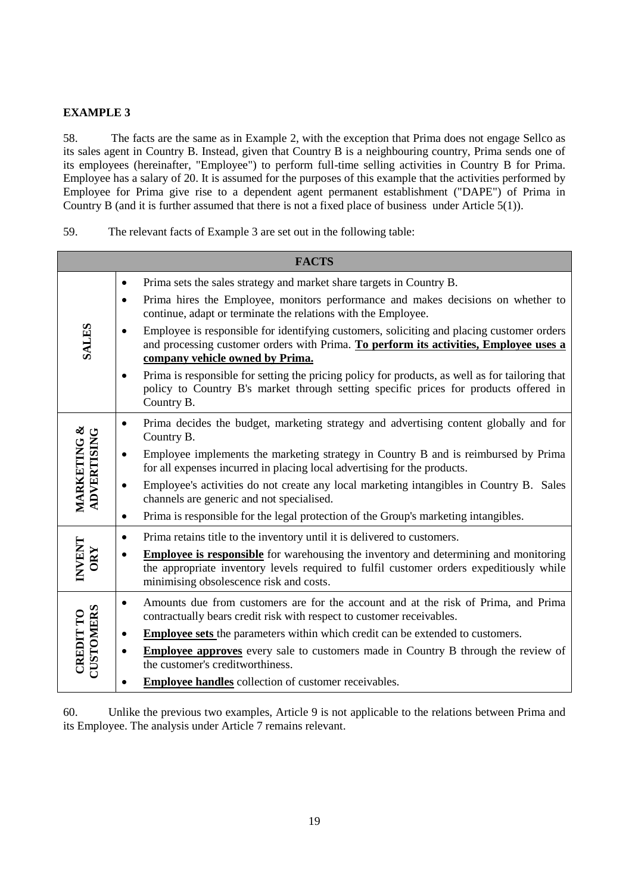**EXAMPLE 3**

58. The facts are the same as in Example 2, with the exception that Prima does not engage Sellco as its sales agent in Country B. Instead, given that Country B is a neighbouring country, Prima sends one of its employees (hereinafter, "Employee") to perform full-time selling activities in Country B for Prima. Employee has a salary of 20. It is assumed for the purposes of this example that the activities performed by Employee for Prima give rise to a dependent agent permanent establishment ("DAPE") of Prima in Country B (and it is further assumed that there is not a fixed place of business under Article 5(1)).

59. The relevant facts of Example 3 are set out in the following table:

| **FACTS** | |
|---|---|
| **SALES** | • Prima sets the sales strategy and market share targets in Country B.<br>• Prima hires the Employee, monitors performance and makes decisions on whether to continue, adapt or terminate the relations with the Employee.<br>• Employee is responsible for identifying customers, soliciting and placing customer orders and processing customer orders with Prima. **To perform its activities, Employee uses a company vehicle owned by Prima.**<br>• Prima is responsible for setting the pricing policy for products, as well as for tailoring that policy to Country B's market through setting specific prices for products offered in Country B. |
| **MARKETING & ADVERTISING** | • Prima decides the budget, marketing strategy and advertising content globally and for Country B.<br>• Employee implements the marketing strategy in Country B and is reimbursed by Prima for all expenses incurred in placing local advertising for the products.<br>• Employee's activities do not create any local marketing intangibles in Country B. Sales channels are generic and not specialised.<br>• Prima is responsible for the legal protection of the Group's marketing intangibles. |
| **INVENTORY** | • Prima retains title to the inventory until it is delivered to customers.<br>• **Employee is responsible** for warehousing the inventory and determining and monitoring the appropriate inventory levels required to fulfil customer orders expeditiously while minimising obsolescence risk and costs. |
| **CREDIT TO CUSTOMERS** | • Amounts due from customers are for the account and at the risk of Prima, and Prima contractually bears credit risk with respect to customer receivables.<br>• **Employee sets** the parameters within which credit can be extended to customers.<br>• **Employee approves** every sale to customers made in Country B through the review of the customer's creditworthiness.<br>• **Employee handles** collection of customer receivables. |

60. Unlike the previous two examples, Article 9 is not applicable to the relations between Prima and its Employee. The analysis under Article 7 remains relevant.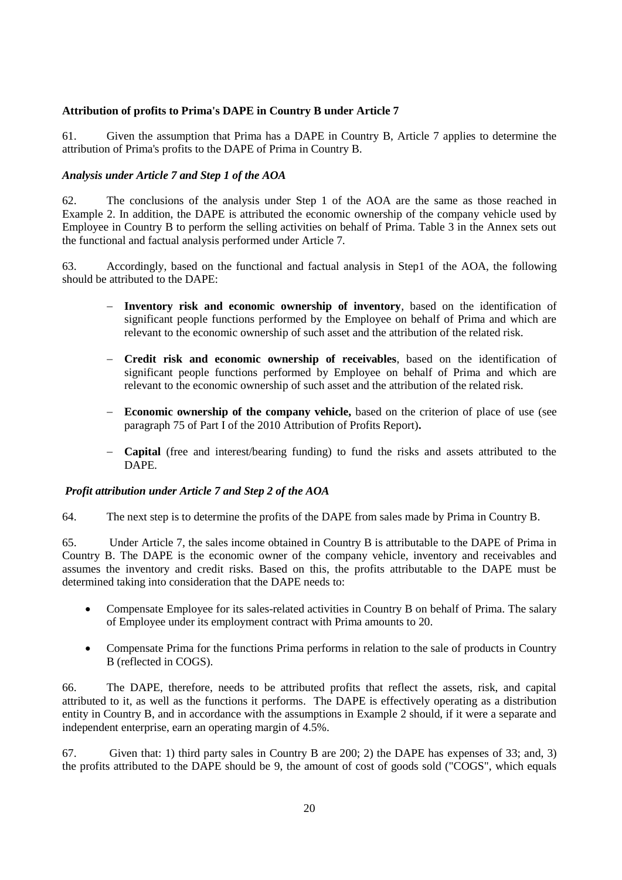**Attribution of profits to Prima's DAPE in Country B under Article 7**

61. Given the assumption that Prima has a DAPE in Country B, Article 7 applies to determine the attribution of Prima's profits to the DAPE of Prima in Country B.

***Analysis under Article 7 and Step 1 of the AOA***

62. The conclusions of the analysis under Step 1 of the AOA are the same as those reached in Example 2. In addition, the DAPE is attributed the economic ownership of the company vehicle used by Employee in Country B to perform the selling activities on behalf of Prima. Table 3 in the Annex sets out the functional and factual analysis performed under Article 7.

63. Accordingly, based on the functional and factual analysis in Step1 of the AOA, the following should be attributed to the DAPE:

- **Inventory risk and economic ownership of inventory**, based on the identification of significant people functions performed by the Employee on behalf of Prima and which are relevant to the economic ownership of such asset and the attribution of the related risk.
- **Credit risk and economic ownership of receivables**, based on the identification of significant people functions performed by Employee on behalf of Prima and which are relevant to the economic ownership of such asset and the attribution of the related risk.
- **Economic ownership of the company vehicle,** based on the criterion of place of use (see paragraph 75 of Part I of the 2010 Attribution of Profits Report)**.**
- **Capital** (free and interest/bearing funding) to fund the risks and assets attributed to the DAPE.

***Profit attribution under Article 7 and Step 2 of the AOA***

64. The next step is to determine the profits of the DAPE from sales made by Prima in Country B.

65. Under Article 7, the sales income obtained in Country B is attributable to the DAPE of Prima in Country B. The DAPE is the economic owner of the company vehicle, inventory and receivables and assumes the inventory and credit risks. Based on this, the profits attributable to the DAPE must be determined taking into consideration that the DAPE needs to:

- Compensate Employee for its sales-related activities in Country B on behalf of Prima. The salary of Employee under its employment contract with Prima amounts to 20.
- Compensate Prima for the functions Prima performs in relation to the sale of products in Country B (reflected in COGS).

66. The DAPE, therefore, needs to be attributed profits that reflect the assets, risk, and capital attributed to it, as well as the functions it performs. The DAPE is effectively operating as a distribution entity in Country B, and in accordance with the assumptions in Example 2 should, if it were a separate and independent enterprise, earn an operating margin of 4.5%.

67. Given that: 1) third party sales in Country B are 200; 2) the DAPE has expenses of 33; and, 3) the profits attributed to the DAPE should be 9, the amount of cost of goods sold ("COGS", which equals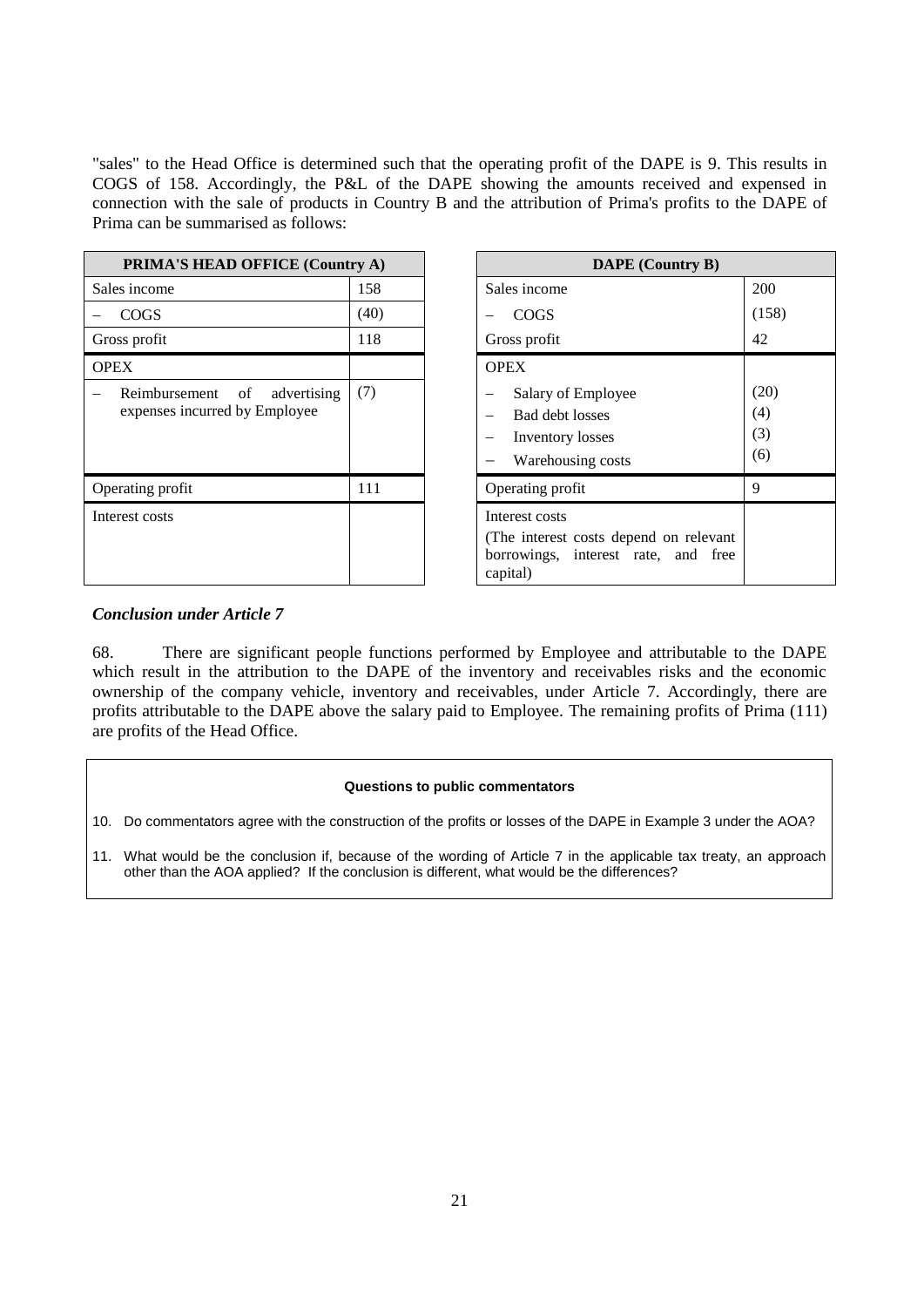"sales" to the Head Office is determined such that the operating profit of the DAPE is 9. This results in COGS of 158. Accordingly, the P&L of the DAPE showing the amounts received and expensed in connection with the sale of products in Country B and the attribution of Prima's profits to the DAPE of Prima can be summarised as follows:

| PRIMA'S HEAD OFFICE (Country A) | |
|---|---|
| Sales income | 158 |
| – COGS | (40) |
| Gross profit | 118 |
| OPEX | |
| – Reimbursement of advertising expenses incurred by Employee | (7) |
| Operating profit | 111 |
| Interest costs | |

| DAPE (Country B) | |
|---|---|
| Sales income | 200 |
| – COGS | (158) |
| Gross profit | 42 |
| OPEX | |
| – Salary of Employee | (20) |
| – Bad debt losses | (4) |
| – Inventory losses | (3) |
| – Warehousing costs | (6) |
| Operating profit | 9 |
| Interest costs<br>(The interest costs depend on relevant borrowings, interest rate, and free capital) | |

### *Conclusion under Article 7*

68. There are significant people functions performed by Employee and attributable to the DAPE which result in the attribution to the DAPE of the inventory and receivables risks and the economic ownership of the company vehicle, inventory and receivables, under Article 7. Accordingly, there are profits attributable to the DAPE above the salary paid to Employee. The remaining profits of Prima (111) are profits of the Head Office.

**Questions to public commentators**

10. Do commentators agree with the construction of the profits or losses of the DAPE in Example 3 under the AOA?

11. What would be the conclusion if, because of the wording of Article 7 in the applicable tax treaty, an approach other than the AOA applied? If the conclusion is different, what would be the differences?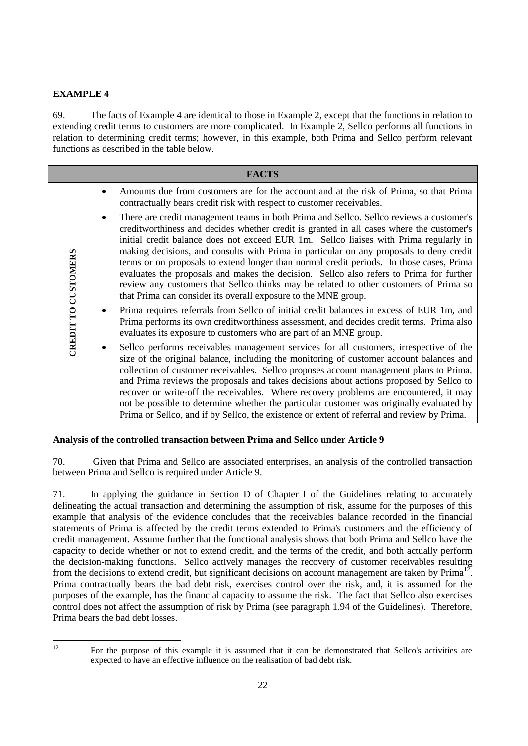**EXAMPLE 4**

69. The facts of Example 4 are identical to those in Example 2, except that the functions in relation to extending credit terms to customers are more complicated. In Example 2, Sellco performs all functions in relation to determining credit terms; however, in this example, both Prima and Sellco perform relevant functions as described in the table below.

| | FACTS |
|---|---|
| **CREDIT TO CUSTOMERS** | • Amounts due from customers are for the account and at the risk of Prima, so that Prima contractually bears credit risk with respect to customer receivables.<br>• There are credit management teams in both Prima and Sellco. Sellco reviews a customer's creditworthiness and decides whether credit is granted in all cases where the customer's initial credit balance does not exceed EUR 1m. Sellco liaises with Prima regularly in making decisions, and consults with Prima in particular on any proposals to deny credit terms or on proposals to extend longer than normal credit periods. In those cases, Prima evaluates the proposals and makes the decision. Sellco also refers to Prima for further review any customers that Sellco thinks may be related to other customers of Prima so that Prima can consider its overall exposure to the MNE group.<br>• Prima requires referrals from Sellco of initial credit balances in excess of EUR 1m, and Prima performs its own creditworthiness assessment, and decides credit terms. Prima also evaluates its exposure to customers who are part of an MNE group.<br>• Sellco performs receivables management services for all customers, irrespective of the size of the original balance, including the monitoring of customer account balances and collection of customer receivables. Sellco proposes account management plans to Prima, and Prima reviews the proposals and takes decisions about actions proposed by Sellco to recover or write-off the receivables. Where recovery problems are encountered, it may not be possible to determine whether the particular customer was originally evaluated by Prima or Sellco, and if by Sellco, the existence or extent of referral and review by Prima. |

**Analysis of the controlled transaction between Prima and Sellco under Article 9**

70. Given that Prima and Sellco are associated enterprises, an analysis of the controlled transaction between Prima and Sellco is required under Article 9.

71. In applying the guidance in Section D of Chapter I of the Guidelines relating to accurately delineating the actual transaction and determining the assumption of risk, assume for the purposes of this example that analysis of the evidence concludes that the receivables balance recorded in the financial statements of Prima is affected by the credit terms extended to Prima's customers and the efficiency of credit management. Assume further that the functional analysis shows that both Prima and Sellco have the capacity to decide whether or not to extend credit, and the terms of the credit, and both actually perform the decision-making functions. Sellco actively manages the recovery of customer receivables resulting from the decisions to extend credit, but significant decisions on account management are taken by Prima[12]. Prima contractually bears the bad debt risk, exercises control over the risk, and, it is assumed for the purposes of the example, has the financial capacity to assume the risk. The fact that Sellco also exercises control does not affect the assumption of risk by Prima (see paragraph 1.94 of the Guidelines). Therefore, Prima bears the bad debt losses.

[12] For the purpose of this example it is assumed that it can be demonstrated that Sellco's activities are expected to have an effective influence on the realisation of bad debt risk.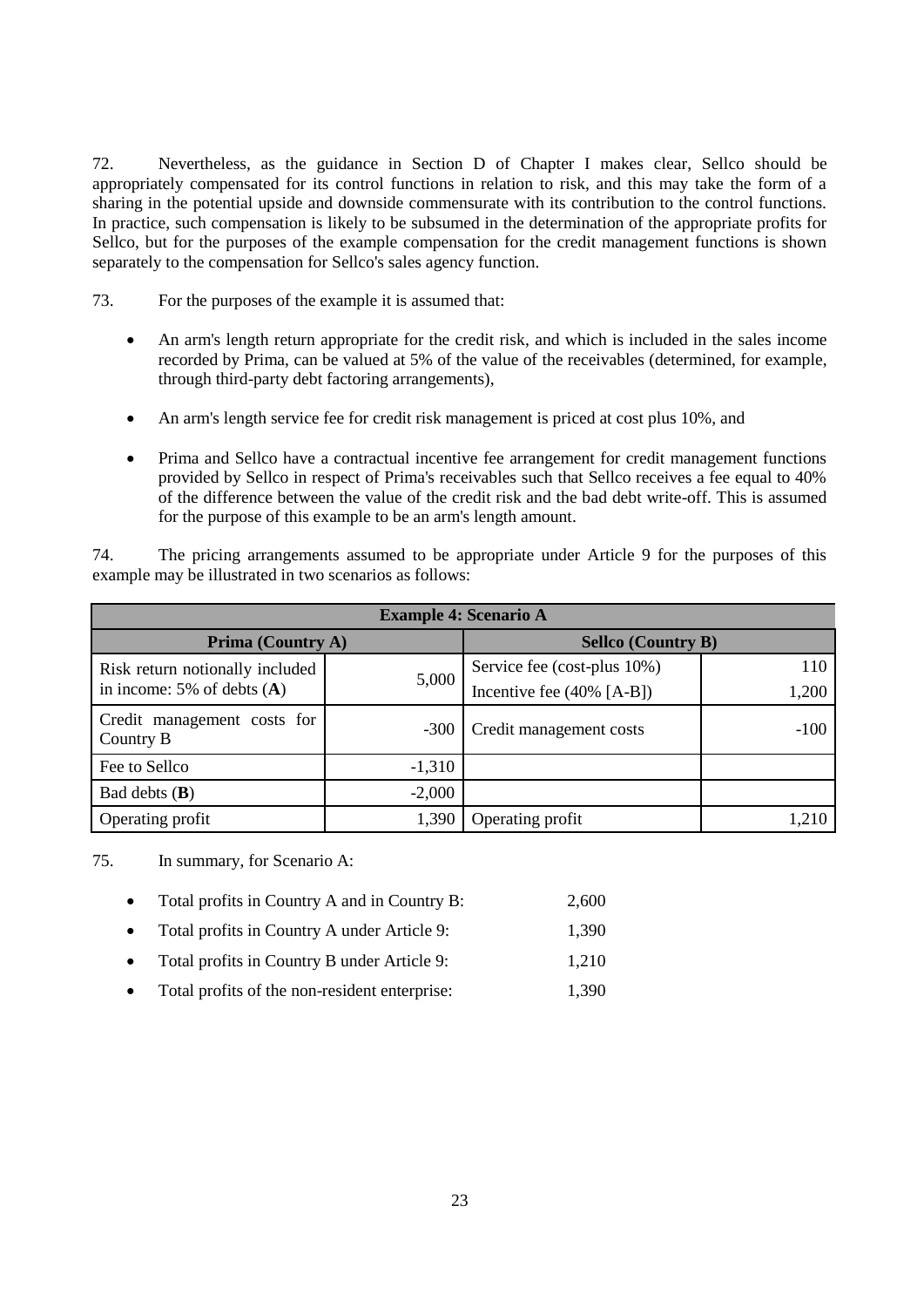72. Nevertheless, as the guidance in Section D of Chapter I makes clear, Sellco should be appropriately compensated for its control functions in relation to risk, and this may take the form of a sharing in the potential upside and downside commensurate with its contribution to the control functions. In practice, such compensation is likely to be subsumed in the determination of the appropriate profits for Sellco, but for the purposes of the example compensation for the credit management functions is shown separately to the compensation for Sellco's sales agency function.

73. For the purposes of the example it is assumed that:

- An arm's length return appropriate for the credit risk, and which is included in the sales income recorded by Prima, can be valued at 5% of the value of the receivables (determined, for example, through third-party debt factoring arrangements),
- An arm's length service fee for credit risk management is priced at cost plus 10%, and
- Prima and Sellco have a contractual incentive fee arrangement for credit management functions provided by Sellco in respect of Prima's receivables such that Sellco receives a fee equal to 40% of the difference between the value of the credit risk and the bad debt write-off. This is assumed for the purpose of this example to be an arm's length amount.

74. The pricing arrangements assumed to be appropriate under Article 9 for the purposes of this example may be illustrated in two scenarios as follows:

| Example 4: Scenario A | | | |
|---|---|---|---|
| **Prima (Country A)** | | **Sellco (Country B)** | |
| Risk return notionally included in income: 5% of debts (**A**) | 5,000 | Service fee (cost-plus 10%)<br>Incentive fee (40% [A-B]) | 110<br>1,200 |
| Credit management costs for Country B | -300 | Credit management costs | -100 |
| Fee to Sellco | -1,310 | | |
| Bad debts (**B**) | -2,000 | | |
| Operating profit | 1,390 | Operating profit | 1,210 |

75. In summary, for Scenario A:

- Total profits in Country A and in Country B: 2,600
- Total profits in Country A under Article 9: 1,390
- Total profits in Country B under Article 9: 1,210
- Total profits of the non-resident enterprise: 1,390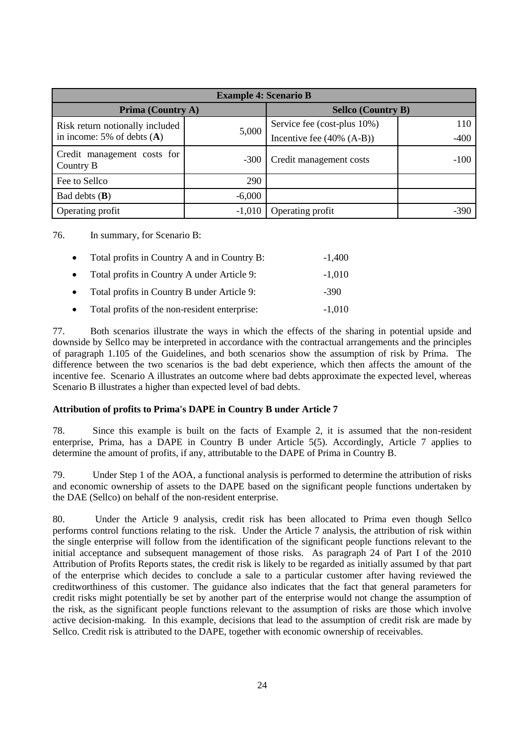| Example 4: Scenario B | | | |
|---|---|---|---|
| **Prima (Country A)** | | **Sellco (Country B)** | |
| Risk return notionally included in income: 5% of debts (**A**) | 5,000 | Service fee (cost-plus 10%)<br>Incentive fee (40% (A-B)) | 110<br>-400 |
| Credit management costs for Country B | -300 | Credit management costs | -100 |
| Fee to Sellco | 290 | | |
| Bad debts (**B**) | -6,000 | | |
| Operating profit | -1,010 | Operating profit | -390 |

76. In summary, for Scenario B:

- Total profits in Country A and in Country B: -1,400
- Total profits in Country A under Article 9: -1,010
- Total profits in Country B under Article 9: -390
- Total profits of the non-resident enterprise: -1,010

77. Both scenarios illustrate the ways in which the effects of the sharing in potential upside and downside by Sellco may be interpreted in accordance with the contractual arrangements and the principles of paragraph 1.105 of the Guidelines, and both scenarios show the assumption of risk by Prima. The difference between the two scenarios is the bad debt experience, which then affects the amount of the incentive fee. Scenario A illustrates an outcome where bad debts approximate the expected level, whereas Scenario B illustrates a higher than expected level of bad debts.

**Attribution of profits to Prima's DAPE in Country B under Article 7**

78. Since this example is built on the facts of Example 2, it is assumed that the non-resident enterprise, Prima, has a DAPE in Country B under Article 5(5). Accordingly, Article 7 applies to determine the amount of profits, if any, attributable to the DAPE of Prima in Country B.

79. Under Step 1 of the AOA, a functional analysis is performed to determine the attribution of risks and economic ownership of assets to the DAPE based on the significant people functions undertaken by the DAE (Sellco) on behalf of the non-resident enterprise.

80. Under the Article 9 analysis, credit risk has been allocated to Prima even though Sellco performs control functions relating to the risk. Under the Article 7 analysis, the attribution of risk within the single enterprise will follow from the identification of the significant people functions relevant to the initial acceptance and subsequent management of those risks. As paragraph 24 of Part I of the 2010 Attribution of Profits Reports states, the credit risk is likely to be regarded as initially assumed by that part of the enterprise which decides to conclude a sale to a particular customer after having reviewed the creditworthiness of this customer. The guidance also indicates that the fact that general parameters for credit risks might potentially be set by another part of the enterprise would not change the assumption of the risk, as the significant people functions relevant to the assumption of risks are those which involve active decision-making. In this example, decisions that lead to the assumption of credit risk are made by Sellco. Credit risk is attributed to the DAPE, together with economic ownership of receivables.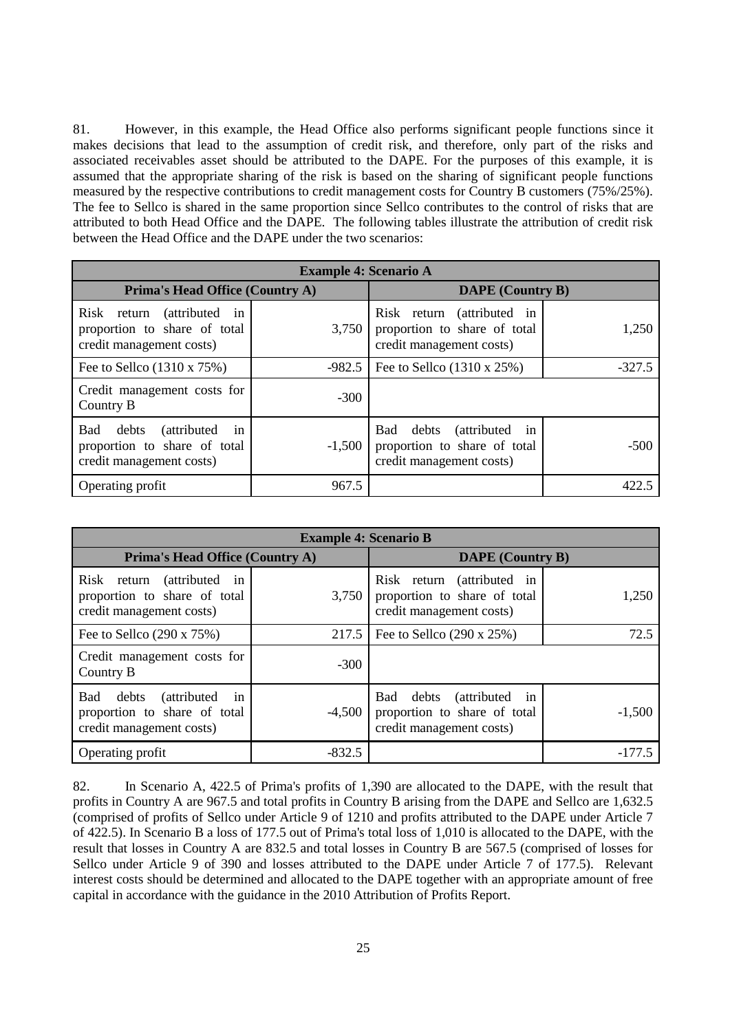81. However, in this example, the Head Office also performs significant people functions since it makes decisions that lead to the assumption of credit risk, and therefore, only part of the risks and associated receivables asset should be attributed to the DAPE. For the purposes of this example, it is assumed that the appropriate sharing of the risk is based on the sharing of significant people functions measured by the respective contributions to credit management costs for Country B customers (75%/25%). The fee to Sellco is shared in the same proportion since Sellco contributes to the control of risks that are attributed to both Head Office and the DAPE. The following tables illustrate the attribution of credit risk between the Head Office and the DAPE under the two scenarios:

| **Example 4: Scenario A** | | | |
|---|---|---|---|
| **Prima's Head Office (Country A)** | | **DAPE (Country B)** | |
| Risk return (attributed in proportion to share of total credit management costs) | 3,750 | Risk return (attributed in proportion to share of total credit management costs) | 1,250 |
| Fee to Sellco (1310 x 75%) | -982.5 | Fee to Sellco (1310 x 25%) | -327.5 |
| Credit management costs for Country B | -300 | | |
| Bad debts (attributed in proportion to share of total credit management costs) | -1,500 | Bad debts (attributed in proportion to share of total credit management costs) | -500 |
| Operating profit | 967.5 | | 422.5 |

| **Example 4: Scenario B** | | | |
|---|---|---|---|
| **Prima's Head Office (Country A)** | | **DAPE (Country B)** | |
| Risk return (attributed in proportion to share of total credit management costs) | 3,750 | Risk return (attributed in proportion to share of total credit management costs) | 1,250 |
| Fee to Sellco (290 x 75%) | 217.5 | Fee to Sellco (290 x 25%) | 72.5 |
| Credit management costs for Country B | -300 | | |
| Bad debts (attributed in proportion to share of total credit management costs) | -4,500 | Bad debts (attributed in proportion to share of total credit management costs) | -1,500 |
| Operating profit | -832.5 | | -177.5 |

82. In Scenario A, 422.5 of Prima's profits of 1,390 are allocated to the DAPE, with the result that profits in Country A are 967.5 and total profits in Country B arising from the DAPE and Sellco are 1,632.5 (comprised of profits of Sellco under Article 9 of 1210 and profits attributed to the DAPE under Article 7 of 422.5). In Scenario B a loss of 177.5 out of Prima's total loss of 1,010 is allocated to the DAPE, with the result that losses in Country A are 832.5 and total losses in Country B are 567.5 (comprised of losses for Sellco under Article 9 of 390 and losses attributed to the DAPE under Article 7 of 177.5). Relevant interest costs should be determined and allocated to the DAPE together with an appropriate amount of free capital in accordance with the guidance in the 2010 Attribution of Profits Report.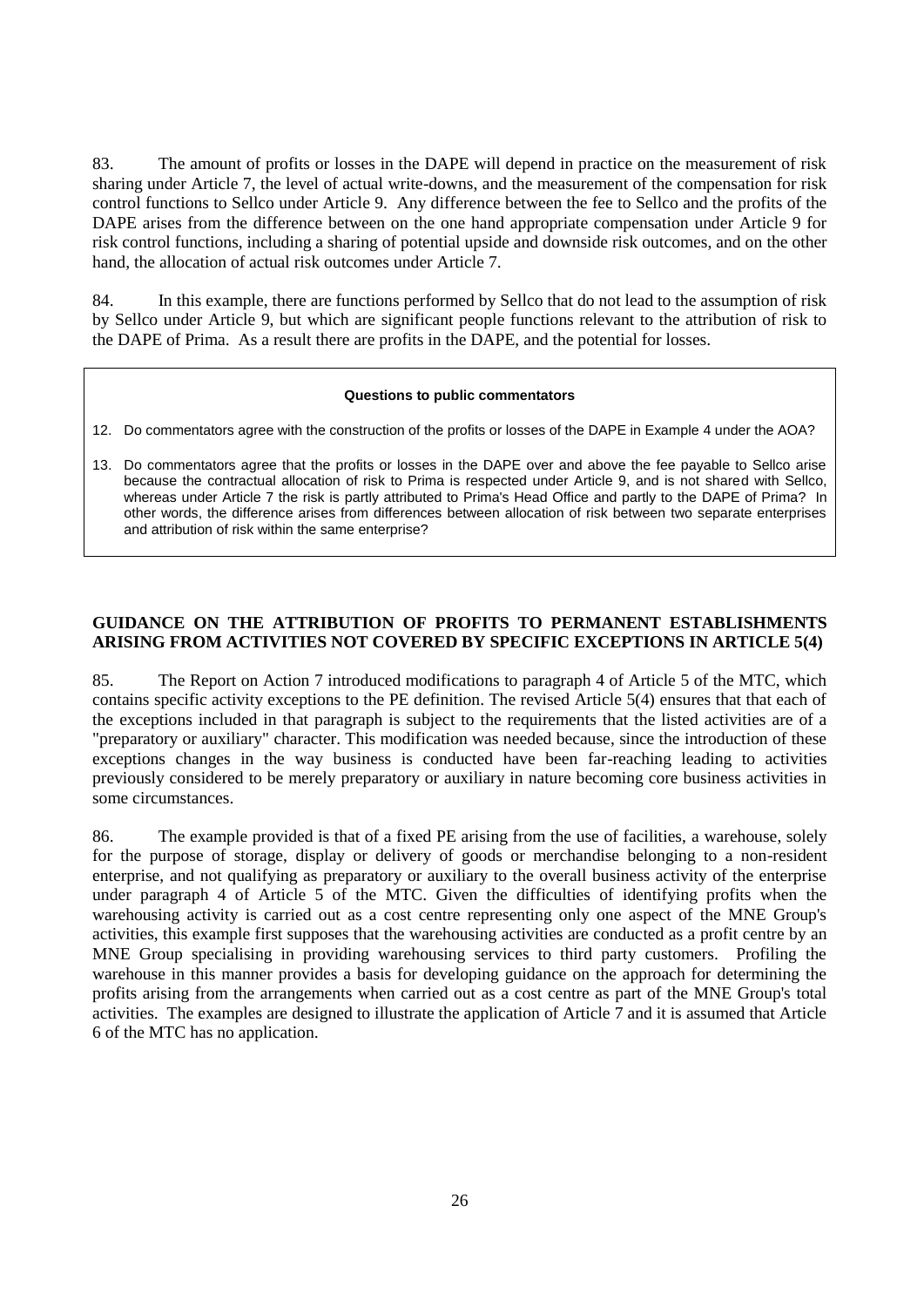83. The amount of profits or losses in the DAPE will depend in practice on the measurement of risk sharing under Article 7, the level of actual write-downs, and the measurement of the compensation for risk control functions to Sellco under Article 9. Any difference between the fee to Sellco and the profits of the DAPE arises from the difference between on the one hand appropriate compensation under Article 9 for risk control functions, including a sharing of potential upside and downside risk outcomes, and on the other hand, the allocation of actual risk outcomes under Article 7.

84. In this example, there are functions performed by Sellco that do not lead to the assumption of risk by Sellco under Article 9, but which are significant people functions relevant to the attribution of risk to the DAPE of Prima. As a result there are profits in the DAPE, and the potential for losses.

> **Questions to public commentators**
>
> 12. Do commentators agree with the construction of the profits or losses of the DAPE in Example 4 under the AOA?
>
> 13. Do commentators agree that the profits or losses in the DAPE over and above the fee payable to Sellco arise because the contractual allocation of risk to Prima is respected under Article 9, and is not shared with Sellco, whereas under Article 7 the risk is partly attributed to Prima's Head Office and partly to the DAPE of Prima? In other words, the difference arises from differences between allocation of risk between two separate enterprises and attribution of risk within the same enterprise?

## GUIDANCE ON THE ATTRIBUTION OF PROFITS TO PERMANENT ESTABLISHMENTS ARISING FROM ACTIVITIES NOT COVERED BY SPECIFIC EXCEPTIONS IN ARTICLE 5(4)

85. The Report on Action 7 introduced modifications to paragraph 4 of Article 5 of the MTC, which contains specific activity exceptions to the PE definition. The revised Article 5(4) ensures that that each of the exceptions included in that paragraph is subject to the requirements that the listed activities are of a "preparatory or auxiliary" character. This modification was needed because, since the introduction of these exceptions changes in the way business is conducted have been far-reaching leading to activities previously considered to be merely preparatory or auxiliary in nature becoming core business activities in some circumstances.

86. The example provided is that of a fixed PE arising from the use of facilities, a warehouse, solely for the purpose of storage, display or delivery of goods or merchandise belonging to a non-resident enterprise, and not qualifying as preparatory or auxiliary to the overall business activity of the enterprise under paragraph 4 of Article 5 of the MTC. Given the difficulties of identifying profits when the warehousing activity is carried out as a cost centre representing only one aspect of the MNE Group's activities, this example first supposes that the warehousing activities are conducted as a profit centre by an MNE Group specialising in providing warehousing services to third party customers. Profiling the warehouse in this manner provides a basis for developing guidance on the approach for determining the profits arising from the arrangements when carried out as a cost centre as part of the MNE Group's total activities. The examples are designed to illustrate the application of Article 7 and it is assumed that Article 6 of the MTC has no application.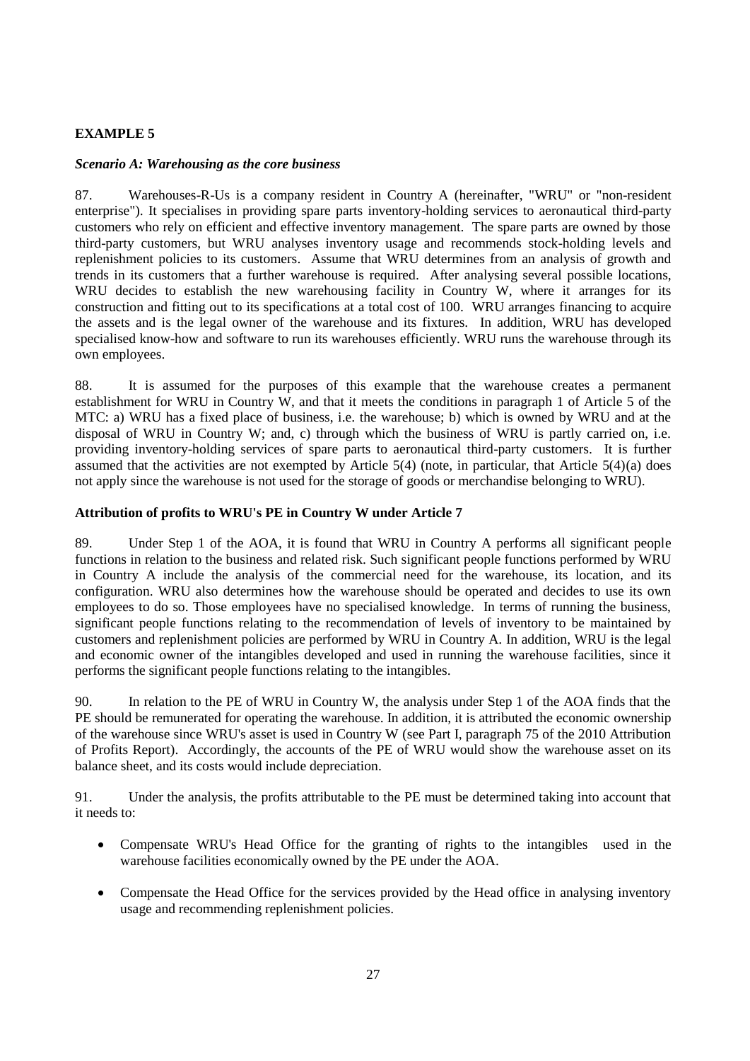**EXAMPLE 5**

***Scenario A: Warehousing as the core business***

87. Warehouses-R-Us is a company resident in Country A (hereinafter, "WRU" or "non-resident enterprise"). It specialises in providing spare parts inventory-holding services to aeronautical third-party customers who rely on efficient and effective inventory management. The spare parts are owned by those third-party customers, but WRU analyses inventory usage and recommends stock-holding levels and replenishment policies to its customers. Assume that WRU determines from an analysis of growth and trends in its customers that a further warehouse is required. After analysing several possible locations, WRU decides to establish the new warehousing facility in Country W, where it arranges for its construction and fitting out to its specifications at a total cost of 100. WRU arranges financing to acquire the assets and is the legal owner of the warehouse and its fixtures. In addition, WRU has developed specialised know-how and software to run its warehouses efficiently. WRU runs the warehouse through its own employees.

88. It is assumed for the purposes of this example that the warehouse creates a permanent establishment for WRU in Country W, and that it meets the conditions in paragraph 1 of Article 5 of the MTC: a) WRU has a fixed place of business, i.e. the warehouse; b) which is owned by WRU and at the disposal of WRU in Country W; and, c) through which the business of WRU is partly carried on, i.e. providing inventory-holding services of spare parts to aeronautical third-party customers. It is further assumed that the activities are not exempted by Article 5(4) (note, in particular, that Article 5(4)(a) does not apply since the warehouse is not used for the storage of goods or merchandise belonging to WRU).

**Attribution of profits to WRU's PE in Country W under Article 7**

89. Under Step 1 of the AOA, it is found that WRU in Country A performs all significant people functions in relation to the business and related risk. Such significant people functions performed by WRU in Country A include the analysis of the commercial need for the warehouse, its location, and its configuration. WRU also determines how the warehouse should be operated and decides to use its own employees to do so. Those employees have no specialised knowledge. In terms of running the business, significant people functions relating to the recommendation of levels of inventory to be maintained by customers and replenishment policies are performed by WRU in Country A. In addition, WRU is the legal and economic owner of the intangibles developed and used in running the warehouse facilities, since it performs the significant people functions relating to the intangibles.

90. In relation to the PE of WRU in Country W, the analysis under Step 1 of the AOA finds that the PE should be remunerated for operating the warehouse. In addition, it is attributed the economic ownership of the warehouse since WRU's asset is used in Country W (see Part I, paragraph 75 of the 2010 Attribution of Profits Report). Accordingly, the accounts of the PE of WRU would show the warehouse asset on its balance sheet, and its costs would include depreciation.

91. Under the analysis, the profits attributable to the PE must be determined taking into account that it needs to:

- Compensate WRU's Head Office for the granting of rights to the intangibles used in the warehouse facilities economically owned by the PE under the AOA.
- Compensate the Head Office for the services provided by the Head office in analysing inventory usage and recommending replenishment policies.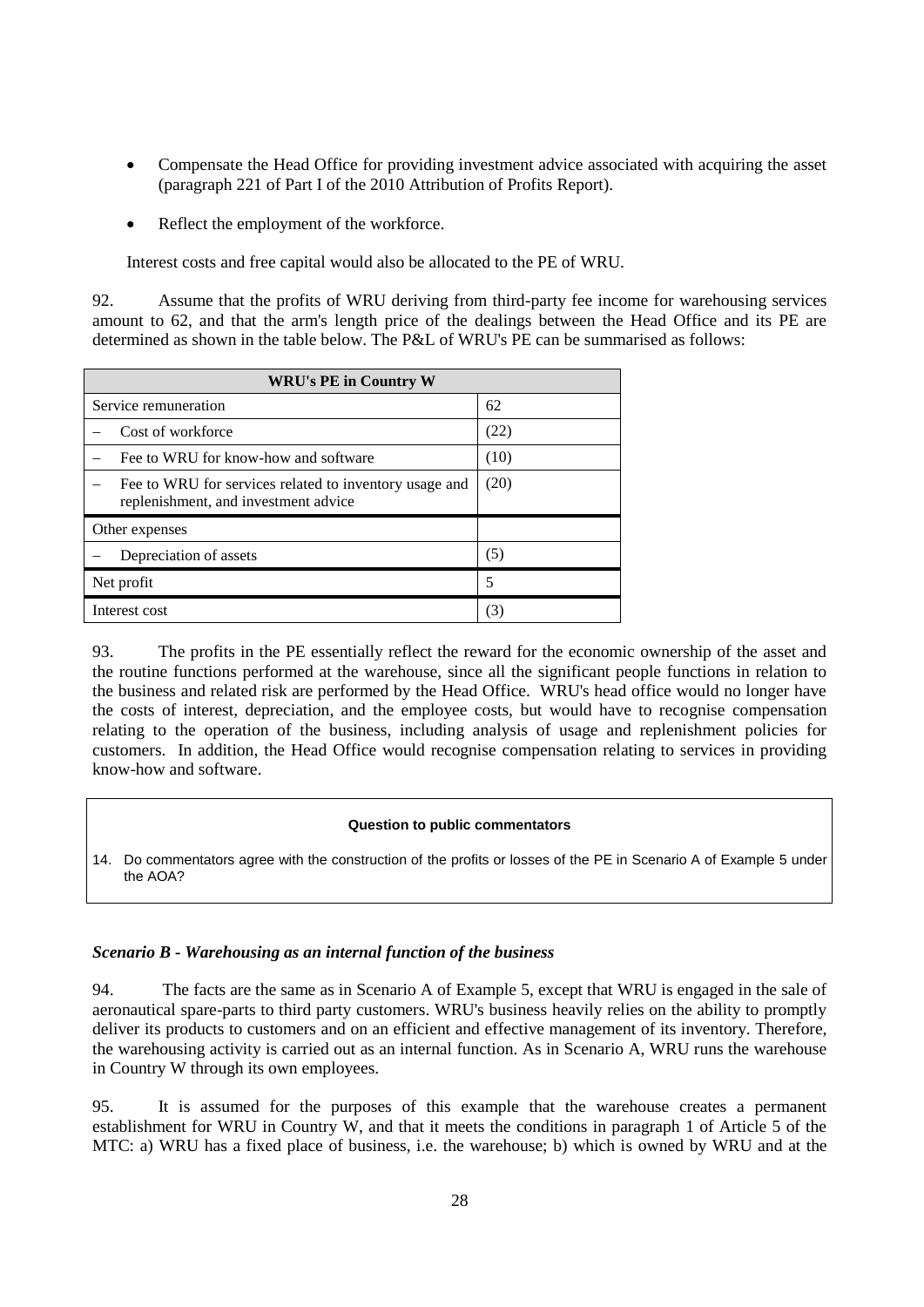- Compensate the Head Office for providing investment advice associated with acquiring the asset (paragraph 221 of Part I of the 2010 Attribution of Profits Report).
- Reflect the employment of the workforce.

Interest costs and free capital would also be allocated to the PE of WRU.

92. Assume that the profits of WRU deriving from third-party fee income for warehousing services amount to 62, and that the arm's length price of the dealings between the Head Office and its PE are determined as shown in the table below. The P&L of WRU's PE can be summarised as follows:

| WRU's PE in Country W | |
|---|---|
| Service remuneration | 62 |
| – Cost of workforce | (22) |
| – Fee to WRU for know-how and software | (10) |
| – Fee to WRU for services related to inventory usage and replenishment, and investment advice | (20) |
| Other expenses | |
| – Depreciation of assets | (5) |
| Net profit | 5 |
| Interest cost | (3) |

93. The profits in the PE essentially reflect the reward for the economic ownership of the asset and the routine functions performed at the warehouse, since all the significant people functions in relation to the business and related risk are performed by the Head Office. WRU's head office would no longer have the costs of interest, depreciation, and the employee costs, but would have to recognise compensation relating to the operation of the business, including analysis of usage and replenishment policies for customers. In addition, the Head Office would recognise compensation relating to services in providing know-how and software.

> **Question to public commentators**
>
> 14. Do commentators agree with the construction of the profits or losses of the PE in Scenario A of Example 5 under the AOA?

### *Scenario B - Warehousing as an internal function of the business*

94. The facts are the same as in Scenario A of Example 5, except that WRU is engaged in the sale of aeronautical spare-parts to third party customers. WRU's business heavily relies on the ability to promptly deliver its products to customers and on an efficient and effective management of its inventory. Therefore, the warehousing activity is carried out as an internal function. As in Scenario A, WRU runs the warehouse in Country W through its own employees.

95. It is assumed for the purposes of this example that the warehouse creates a permanent establishment for WRU in Country W, and that it meets the conditions in paragraph 1 of Article 5 of the MTC: a) WRU has a fixed place of business, i.e. the warehouse; b) which is owned by WRU and at the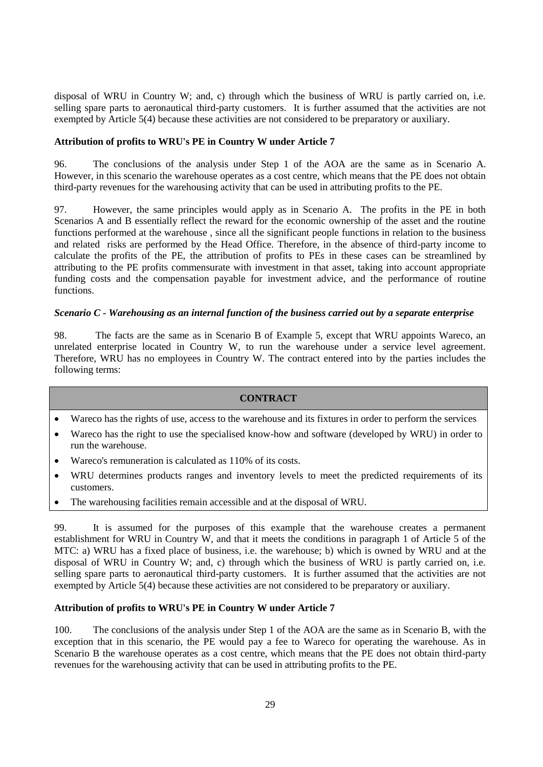disposal of WRU in Country W; and, c) through which the business of WRU is partly carried on, i.e. selling spare parts to aeronautical third-party customers. It is further assumed that the activities are not exempted by Article 5(4) because these activities are not considered to be preparatory or auxiliary.

**Attribution of profits to WRU's PE in Country W under Article 7**

96. The conclusions of the analysis under Step 1 of the AOA are the same as in Scenario A. However, in this scenario the warehouse operates as a cost centre, which means that the PE does not obtain third-party revenues for the warehousing activity that can be used in attributing profits to the PE.

97. However, the same principles would apply as in Scenario A. The profits in the PE in both Scenarios A and B essentially reflect the reward for the economic ownership of the asset and the routine functions performed at the warehouse , since all the significant people functions in relation to the business and related risks are performed by the Head Office. Therefore, in the absence of third-party income to calculate the profits of the PE, the attribution of profits to PEs in these cases can be streamlined by attributing to the PE profits commensurate with investment in that asset, taking into account appropriate funding costs and the compensation payable for investment advice, and the performance of routine functions.

***Scenario C - Warehousing as an internal function of the business carried out by a separate enterprise***

98. The facts are the same as in Scenario B of Example 5, except that WRU appoints Wareco, an unrelated enterprise located in Country W, to run the warehouse under a service level agreement. Therefore, WRU has no employees in Country W. The contract entered into by the parties includes the following terms:

| **CONTRACT** |
|---|
| • Wareco has the rights of use, access to the warehouse and its fixtures in order to perform the services<br>• Wareco has the right to use the specialised know-how and software (developed by WRU) in order to run the warehouse.<br>• Wareco's remuneration is calculated as 110% of its costs.<br>• WRU determines products ranges and inventory levels to meet the predicted requirements of its customers.<br>• The warehousing facilities remain accessible and at the disposal of WRU. |

99. It is assumed for the purposes of this example that the warehouse creates a permanent establishment for WRU in Country W, and that it meets the conditions in paragraph 1 of Article 5 of the MTC: a) WRU has a fixed place of business, i.e. the warehouse; b) which is owned by WRU and at the disposal of WRU in Country W; and, c) through which the business of WRU is partly carried on, i.e. selling spare parts to aeronautical third-party customers. It is further assumed that the activities are not exempted by Article 5(4) because these activities are not considered to be preparatory or auxiliary.

**Attribution of profits to WRU's PE in Country W under Article 7**

100. The conclusions of the analysis under Step 1 of the AOA are the same as in Scenario B, with the exception that in this scenario, the PE would pay a fee to Wareco for operating the warehouse. As in Scenario B the warehouse operates as a cost centre, which means that the PE does not obtain third-party revenues for the warehousing activity that can be used in attributing profits to the PE.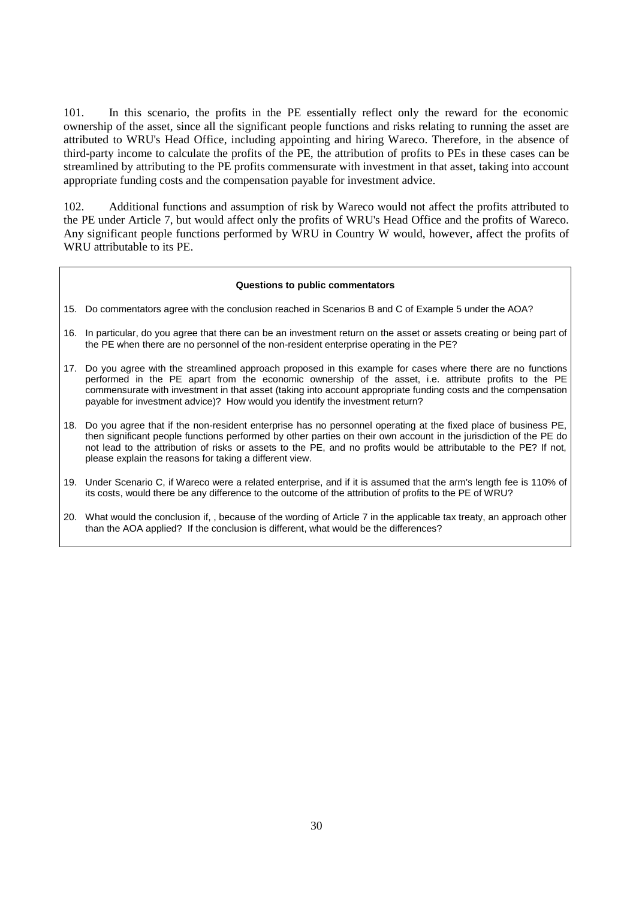101. In this scenario, the profits in the PE essentially reflect only the reward for the economic ownership of the asset, since all the significant people functions and risks relating to running the asset are attributed to WRU's Head Office, including appointing and hiring Wareco. Therefore, in the absence of third-party income to calculate the profits of the PE, the attribution of profits to PEs in these cases can be streamlined by attributing to the PE profits commensurate with investment in that asset, taking into account appropriate funding costs and the compensation payable for investment advice.

102. Additional functions and assumption of risk by Wareco would not affect the profits attributed to the PE under Article 7, but would affect only the profits of WRU's Head Office and the profits of Wareco. Any significant people functions performed by WRU in Country W would, however, affect the profits of WRU attributable to its PE.

**Questions to public commentators**

15. Do commentators agree with the conclusion reached in Scenarios B and C of Example 5 under the AOA?

16. In particular, do you agree that there can be an investment return on the asset or assets creating or being part of the PE when there are no personnel of the non-resident enterprise operating in the PE?

17. Do you agree with the streamlined approach proposed in this example for cases where there are no functions performed in the PE apart from the economic ownership of the asset, i.e. attribute profits to the PE commensurate with investment in that asset (taking into account appropriate funding costs and the compensation payable for investment advice)? How would you identify the investment return?

18. Do you agree that if the non-resident enterprise has no personnel operating at the fixed place of business PE, then significant people functions performed by other parties on their own account in the jurisdiction of the PE do not lead to the attribution of risks or assets to the PE, and no profits would be attributable to the PE? If not, please explain the reasons for taking a different view.

19. Under Scenario C, if Wareco were a related enterprise, and if it is assumed that the arm's length fee is 110% of its costs, would there be any difference to the outcome of the attribution of profits to the PE of WRU?

20. What would the conclusion if, , because of the wording of Article 7 in the applicable tax treaty, an approach other than the AOA applied? If the conclusion is different, what would be the differences?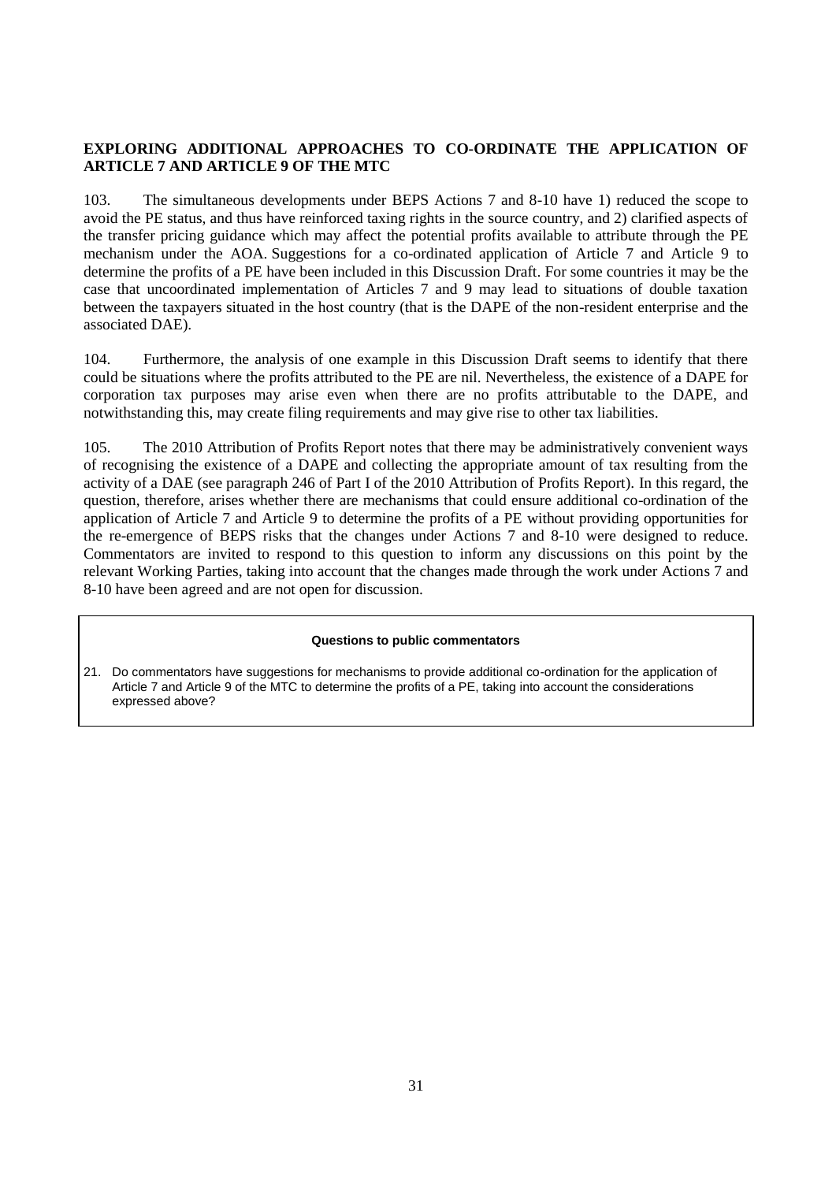## EXPLORING ADDITIONAL APPROACHES TO CO-ORDINATE THE APPLICATION OF ARTICLE 7 AND ARTICLE 9 OF THE MTC

103. The simultaneous developments under BEPS Actions 7 and 8-10 have 1) reduced the scope to avoid the PE status, and thus have reinforced taxing rights in the source country, and 2) clarified aspects of the transfer pricing guidance which may affect the potential profits available to attribute through the PE mechanism under the AOA. Suggestions for a co-ordinated application of Article 7 and Article 9 to determine the profits of a PE have been included in this Discussion Draft. For some countries it may be the case that uncoordinated implementation of Articles 7 and 9 may lead to situations of double taxation between the taxpayers situated in the host country (that is the DAPE of the non-resident enterprise and the associated DAE).

104. Furthermore, the analysis of one example in this Discussion Draft seems to identify that there could be situations where the profits attributed to the PE are nil. Nevertheless, the existence of a DAPE for corporation tax purposes may arise even when there are no profits attributable to the DAPE, and notwithstanding this, may create filing requirements and may give rise to other tax liabilities.

105. The 2010 Attribution of Profits Report notes that there may be administratively convenient ways of recognising the existence of a DAPE and collecting the appropriate amount of tax resulting from the activity of a DAE (see paragraph 246 of Part I of the 2010 Attribution of Profits Report). In this regard, the question, therefore, arises whether there are mechanisms that could ensure additional co-ordination of the application of Article 7 and Article 9 to determine the profits of a PE without providing opportunities for the re-emergence of BEPS risks that the changes under Actions 7 and 8-10 were designed to reduce. Commentators are invited to respond to this question to inform any discussions on this point by the relevant Working Parties, taking into account that the changes made through the work under Actions 7 and 8-10 have been agreed and are not open for discussion.

**Questions to public commentators**

21. Do commentators have suggestions for mechanisms to provide additional co-ordination for the application of Article 7 and Article 9 of the MTC to determine the profits of a PE, taking into account the considerations expressed above?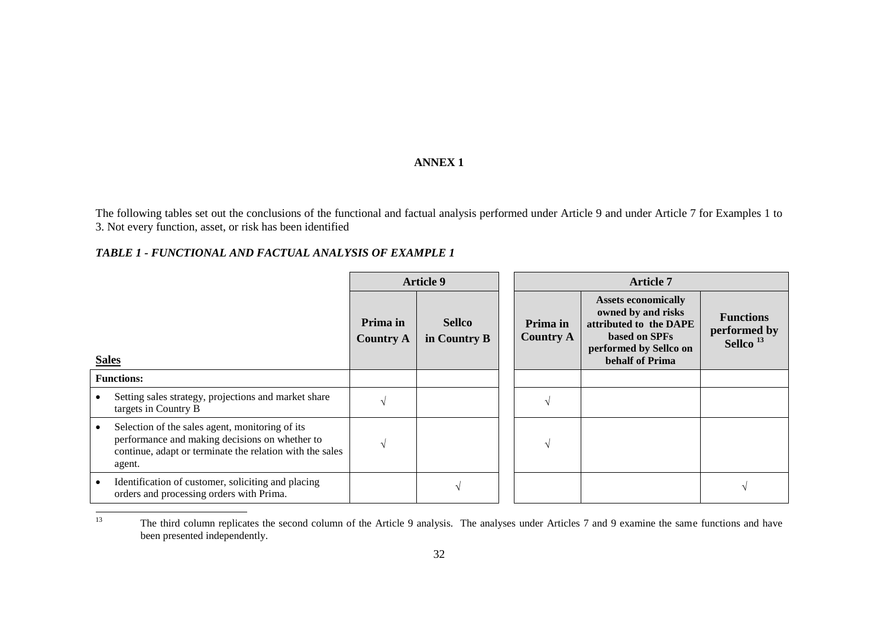**ANNEX 1**

The following tables set out the conclusions of the functional and factual analysis performed under Article 9 and under Article 7 for Examples 1 to 3. Not every function, asset, or risk has been identified

***TABLE 1 - FUNCTIONAL AND FACTUAL ANALYSIS OF EXAMPLE 1***

| | Article 9 | | Article 7 | | |
|---|---|---|---|---|---|
| <u>Sales</u> | **Prima in Country A** | **Sellco in Country B** | **Prima in Country A** | **Assets economically owned by and risks attributed to the DAPE based on SPFs performed by Sellco on behalf of Prima** | **Functions performed by Sellco** [13] |
| **Functions:** | | | | | |
| • Setting sales strategy, projections and market share targets in Country B | √ | | √ | | |
| • Selection of the sales agent, monitoring of its performance and making decisions on whether to continue, adapt or terminate the relation with the sales agent. | √ | | √ | | |
| • Identification of customer, soliciting and placing orders and processing orders with Prima. | | √ | | | √ |

[13] The third column replicates the second column of the Article 9 analysis. The analyses under Articles 7 and 9 examine the same functions and have been presented independently.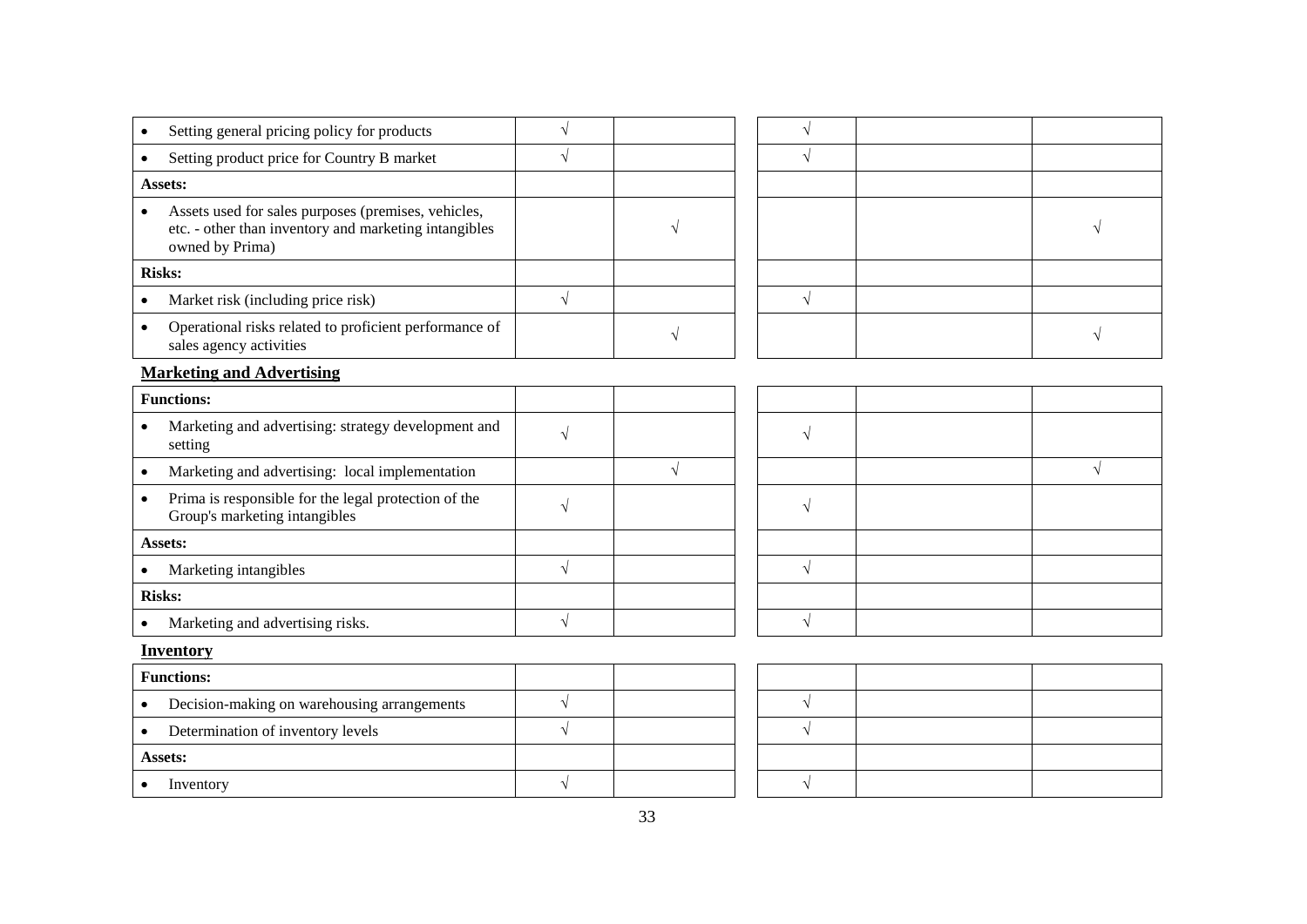| | | | | | |
|---|---|---|---|---|---|
| • Setting general pricing policy for products | √ | | √ | | |
| • Setting product price for Country B market | √ | | √ | | |
| **Assets:** | | | | | |
| • Assets used for sales purposes (premises, vehicles, etc. - other than inventory and marketing intangibles owned by Prima) | | √ | | | √ |
| **Risks:** | | | | | |
| • Market risk (including price risk) | √ | | √ | | |
| • Operational risks related to proficient performance of sales agency activities | | √ | | | √ |
| **Marketing and Advertising** | | | | | |
| **Functions:** | | | | | |
| • Marketing and advertising: strategy development and setting | √ | | √ | | |
| • Marketing and advertising: local implementation | | √ | | | √ |
| • Prima is responsible for the legal protection of the Group's marketing intangibles | √ | | √ | | |
| **Assets:** | | | | | |
| • Marketing intangibles | √ | | √ | | |
| **Risks:** | | | | | |
| • Marketing and advertising risks. | √ | | √ | | |
| **Inventory** | | | | | |
| **Functions:** | | | | | |
| • Decision-making on warehousing arrangements | √ | | √ | | |
| • Determination of inventory levels | √ | | √ | | |
| **Assets:** | | | | | |
| • Inventory | √ | | √ | | |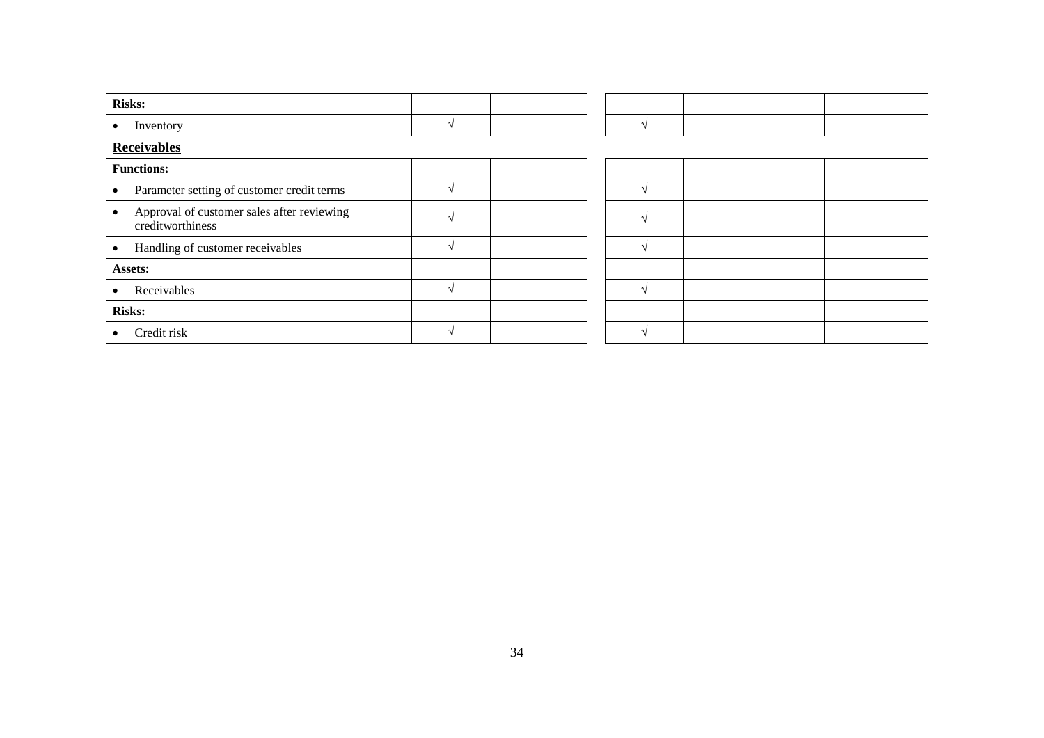| | | | | | |
|---|---|---|---|---|---|
| **Risks:** | | | | | |
| • Inventory | √ | | √ | | |

**Receivables**

| | | | | | |
|---|---|---|---|---|---|
| **Functions:** | | | | | |
| • Parameter setting of customer credit terms | √ | | √ | | |
| • Approval of customer sales after reviewing creditworthiness | √ | | √ | | |
| • Handling of customer receivables | √ | | √ | | |
| **Assets:** | | | | | |
| • Receivables | √ | | √ | | |
| **Risks:** | | | | | |
| • Credit risk | √ | | √ | | |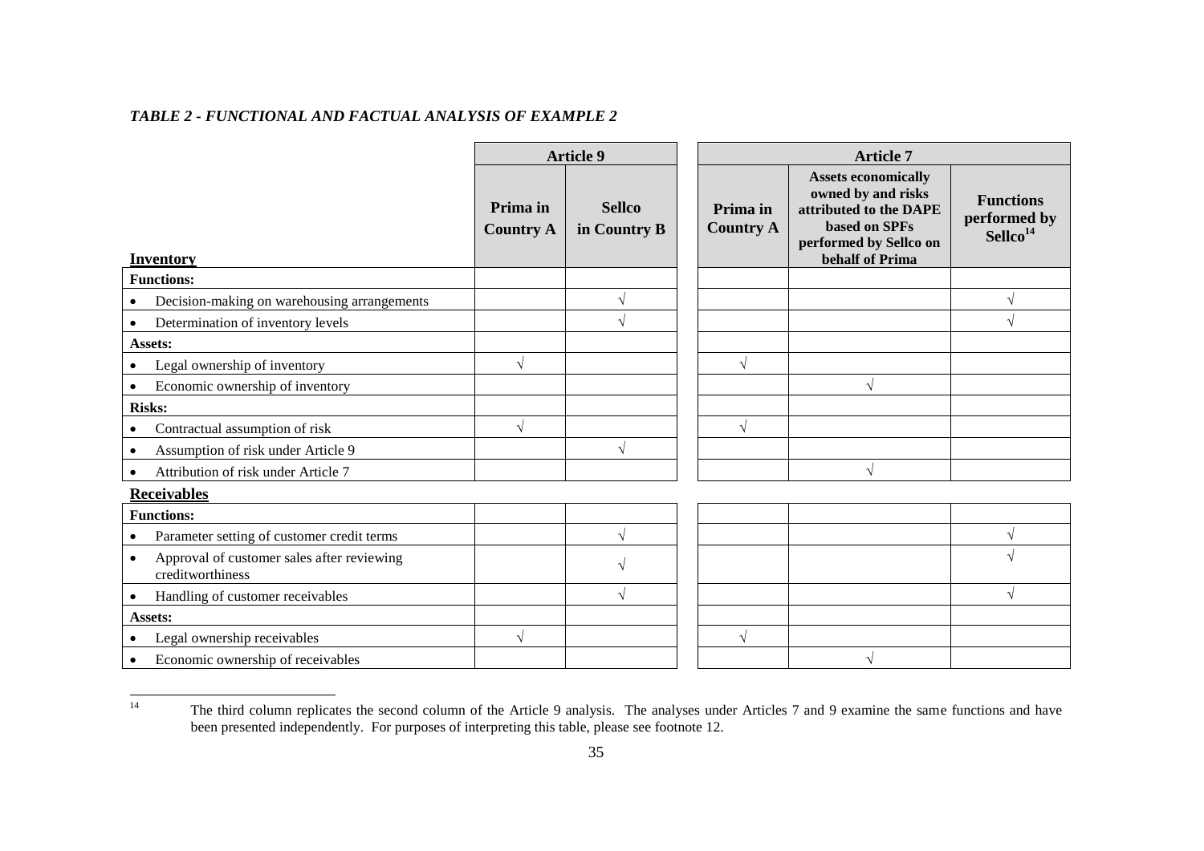### *TABLE 2 - FUNCTIONAL AND FACTUAL ANALYSIS OF EXAMPLE 2*

| | Article 9 | | Article 7 | | |
|---|---|---|---|---|---|
| **Inventory** | **Prima in Country A** | **Sellco in Country B** | **Prima in Country A** | **Assets economically owned by and risks attributed to the DAPE based on SPFs performed by Sellco on behalf of Prima** | **Functions performed by Sellco**[14] |
| **Functions:** | | | | | |
| • Decision-making on warehousing arrangements | | √ | | | √ |
| • Determination of inventory levels | | √ | | | √ |
| **Assets:** | | | | | |
| • Legal ownership of inventory | √ | | √ | | |
| • Economic ownership of inventory | | | | √ | |
| **Risks:** | | | | | |
| • Contractual assumption of risk | √ | | √ | | |
| • Assumption of risk under Article 9 | | √ | | | |
| • Attribution of risk under Article 7 | | | | √ | |
| **Receivables** | | | | | |
| **Functions:** | | | | | |
| • Parameter setting of customer credit terms | | √ | | | √ |
| • Approval of customer sales after reviewing creditworthiness | | √ | | | √ |
| • Handling of customer receivables | | √ | | | √ |
| **Assets:** | | | | | |
| • Legal ownership receivables | √ | | √ | | |
| • Economic ownership of receivables | | | | √ | |

[14] The third column replicates the second column of the Article 9 analysis. The analyses under Articles 7 and 9 examine the same functions and have been presented independently. For purposes of interpreting this table, please see footnote 12.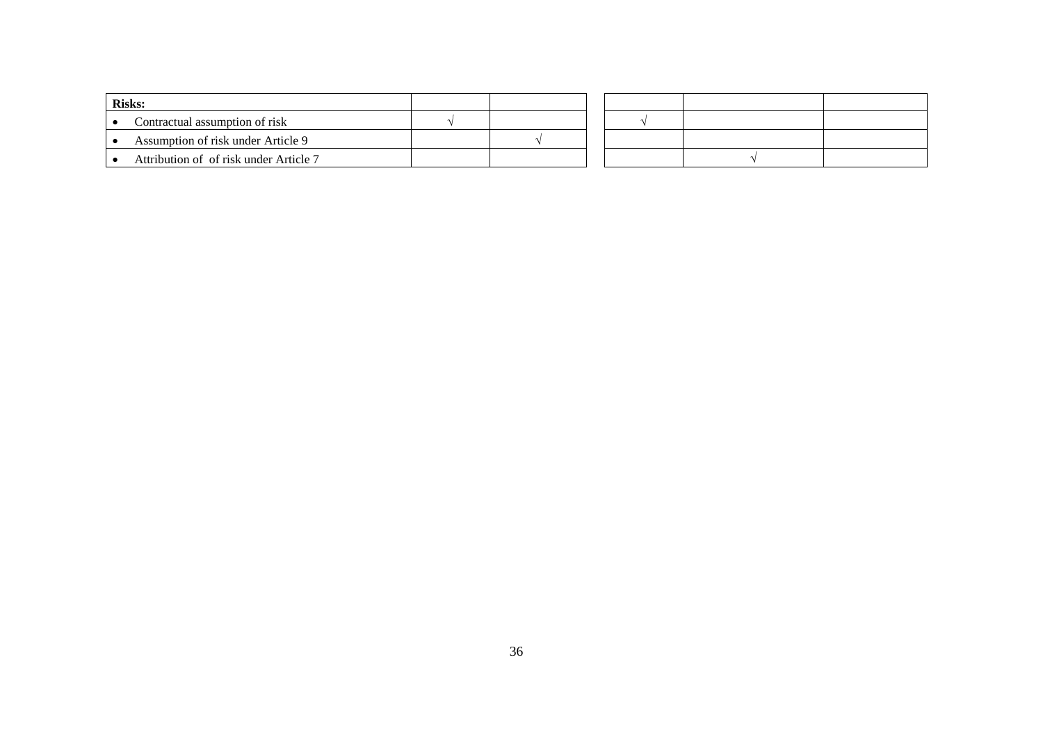| | | | | | |
|---|---|---|---|---|---|
| **Risks:** | | | | | |
| • Contractual assumption of risk | √ | | √ | | |
| • Assumption of risk under Article 9 | | √ | | | |
| • Attribution of of risk under Article 7 | | | | √ | |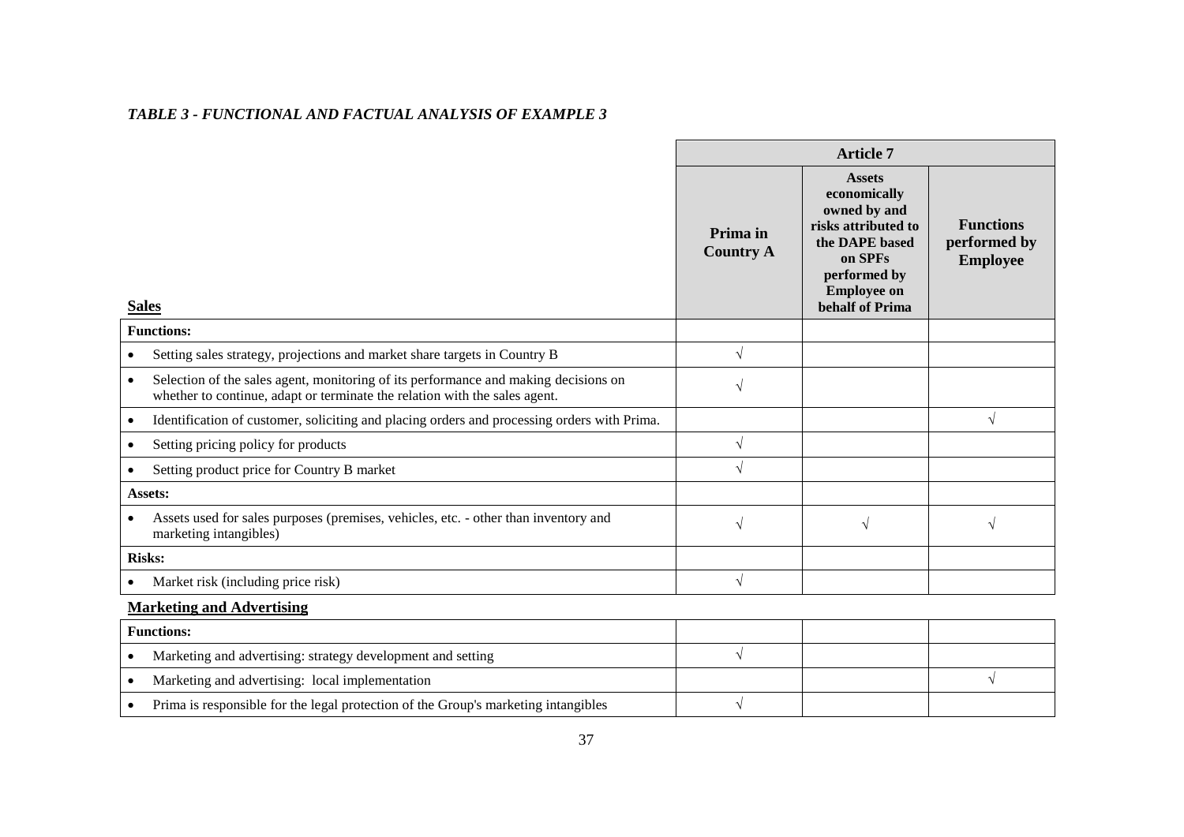*TABLE 3 - FUNCTIONAL AND FACTUAL ANALYSIS OF EXAMPLE 3*

| | Article 7 | | |
|---|---|---|---|
| **Sales** | **Prima in Country A** | **Assets economically owned by and risks attributed to the DAPE based on SPFs performed by Employee on behalf of Prima** | **Functions performed by Employee** |
| **Functions:** | | | |
| • Setting sales strategy, projections and market share targets in Country B | √ | | |
| • Selection of the sales agent, monitoring of its performance and making decisions on whether to continue, adapt or terminate the relation with the sales agent. | √ | | |
| • Identification of customer, soliciting and placing orders and processing orders with Prima. | | | √ |
| • Setting pricing policy for products | √ | | |
| • Setting product price for Country B market | √ | | |
| **Assets:** | | | |
| • Assets used for sales purposes (premises, vehicles, etc. - other than inventory and marketing intangibles) | √ | √ | √ |
| **Risks:** | | | |
| • Market risk (including price risk) | √ | | |
| **Marketing and Advertising** | | | |
| **Functions:** | | | |
| • Marketing and advertising: strategy development and setting | √ | | |
| • Marketing and advertising: local implementation | | | √ |
| • Prima is responsible for the legal protection of the Group's marketing intangibles | √ | | |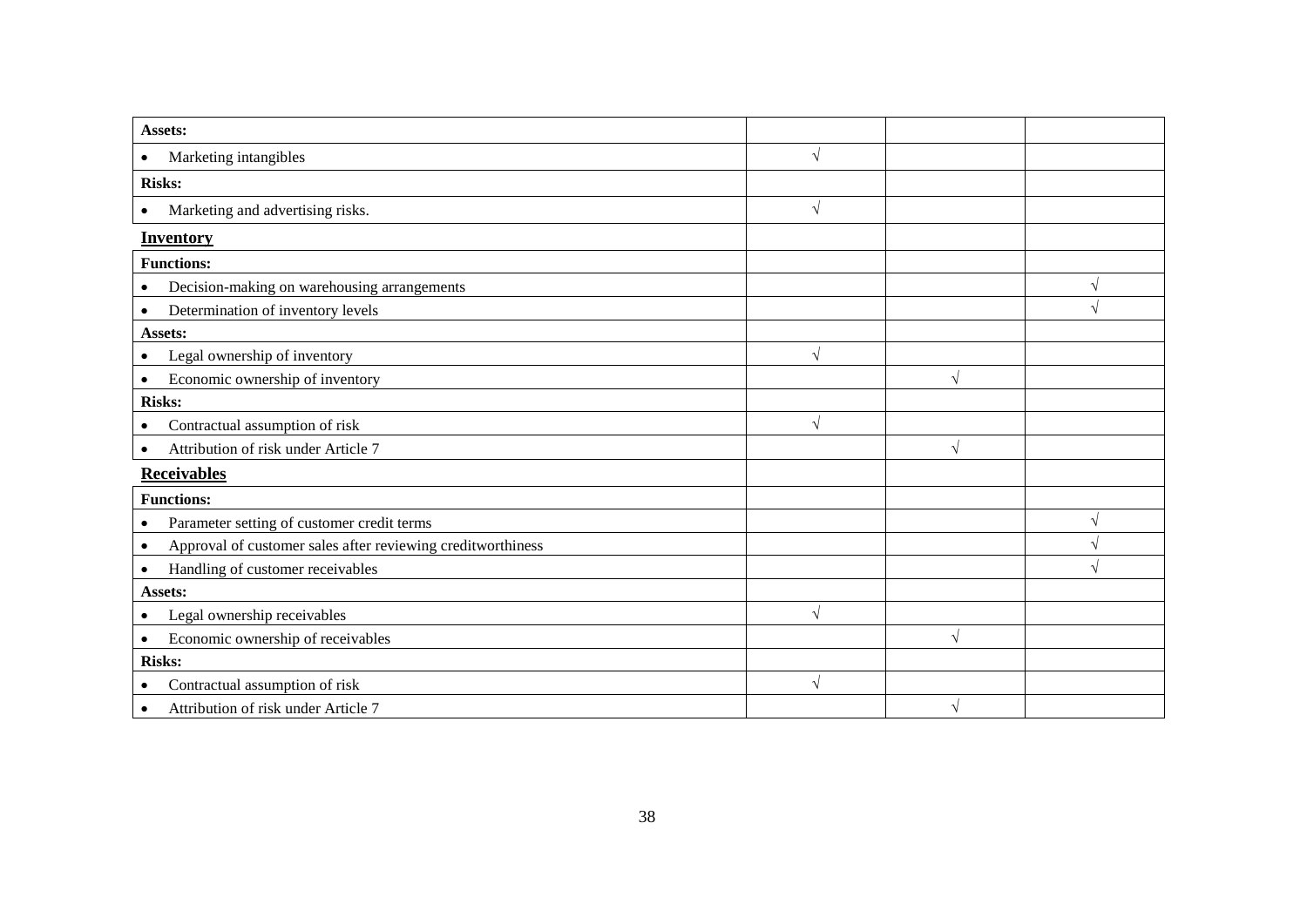| | | | |
|---|---|---|---|
| **Assets:** | | | |
| • Marketing intangibles | √ | | |
| **Risks:** | | | |
| • Marketing and advertising risks. | √ | | |
| **Inventory** | | | |
| **Functions:** | | | |
| • Decision-making on warehousing arrangements | | | √ |
| • Determination of inventory levels | | | √ |
| **Assets:** | | | |
| • Legal ownership of inventory | √ | | |
| • Economic ownership of inventory | | √ | |
| **Risks:** | | | |
| • Contractual assumption of risk | √ | | |
| • Attribution of risk under Article 7 | | √ | |
| **Receivables** | | | |
| **Functions:** | | | |
| • Parameter setting of customer credit terms | | | √ |
| • Approval of customer sales after reviewing creditworthiness | | | √ |
| • Handling of customer receivables | | | √ |
| **Assets:** | | | |
| • Legal ownership receivables | √ | | |
| • Economic ownership of receivables | | √ | |
| **Risks:** | | | |
| • Contractual assumption of risk | √ | | |
| • Attribution of risk under Article 7 | | √ | |